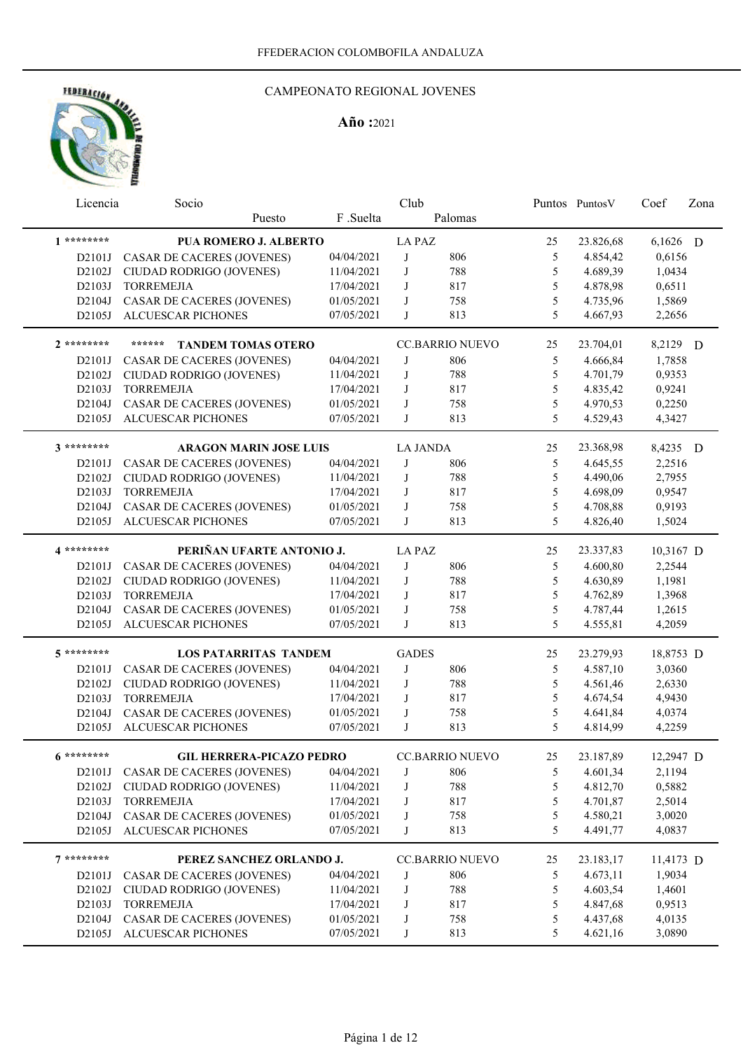FFEDERACION COLOMBOFILA ANDALUZA

# CAMPEONATO REGIONAL JOVENES

**Año :**2021

| Licencia | Socio / Puesto | F .Suelta | Club | Palomas | Puntos | PuntosV | Coef | Zona |
|---|---|---|---|---|---|---|---|---|
| 1 ******** | **PUA ROMERO J. ALBERTO** | | LA PAZ | | 25 | 23.826,68 | 6,1626 | D |
| D2101J | CASAR DE CACERES (JOVENES) | 04/04/2021 | J | 806 | 5 | 4.854,42 | 0,6156 | |
| D2102J | CIUDAD RODRIGO (JOVENES) | 11/04/2021 | J | 788 | 5 | 4.689,39 | 1,0434 | |
| D2103J | TORREMEJIA | 17/04/2021 | J | 817 | 5 | 4.878,98 | 0,6511 | |
| D2104J | CASAR DE CACERES (JOVENES) | 01/05/2021 | J | 758 | 5 | 4.735,96 | 1,5869 | |
| D2105J | ALCUESCAR PICHONES | 07/05/2021 | J | 813 | 5 | 4.667,93 | 2,2656 | |
| 2 ******** | ****** **TANDEM TOMAS OTERO** | | CC.BARRIO NUEVO | | 25 | 23.704,01 | 8,2129 | D |
| D2101J | CASAR DE CACERES (JOVENES) | 04/04/2021 | J | 806 | 5 | 4.666,84 | 1,7858 | |
| D2102J | CIUDAD RODRIGO (JOVENES) | 11/04/2021 | J | 788 | 5 | 4.701,79 | 0,9353 | |
| D2103J | TORREMEJIA | 17/04/2021 | J | 817 | 5 | 4.835,42 | 0,9241 | |
| D2104J | CASAR DE CACERES (JOVENES) | 01/05/2021 | J | 758 | 5 | 4.970,53 | 0,2250 | |
| D2105J | ALCUESCAR PICHONES | 07/05/2021 | J | 813 | 5 | 4.529,43 | 4,3427 | |
| 3 ******** | **ARAGON MARIN JOSE LUIS** | | LA JANDA | | 25 | 23.368,98 | 8,4235 | D |
| D2101J | CASAR DE CACERES (JOVENES) | 04/04/2021 | J | 806 | 5 | 4.645,55 | 2,2516 | |
| D2102J | CIUDAD RODRIGO (JOVENES) | 11/04/2021 | J | 788 | 5 | 4.490,06 | 2,7955 | |
| D2103J | TORREMEJIA | 17/04/2021 | J | 817 | 5 | 4.698,09 | 0,9547 | |
| D2104J | CASAR DE CACERES (JOVENES) | 01/05/2021 | J | 758 | 5 | 4.708,88 | 0,9193 | |
| D2105J | ALCUESCAR PICHONES | 07/05/2021 | J | 813 | 5 | 4.826,40 | 1,5024 | |
| 4 ******** | **PERIÑAN UFARTE ANTONIO J.** | | LA PAZ | | 25 | 23.337,83 | 10,3167 | D |
| D2101J | CASAR DE CACERES (JOVENES) | 04/04/2021 | J | 806 | 5 | 4.600,80 | 2,2544 | |
| D2102J | CIUDAD RODRIGO (JOVENES) | 11/04/2021 | J | 788 | 5 | 4.630,89 | 1,1981 | |
| D2103J | TORREMEJIA | 17/04/2021 | J | 817 | 5 | 4.762,89 | 1,3968 | |
| D2104J | CASAR DE CACERES (JOVENES) | 01/05/2021 | J | 758 | 5 | 4.787,44 | 1,2615 | |
| D2105J | ALCUESCAR PICHONES | 07/05/2021 | J | 813 | 5 | 4.555,81 | 4,2059 | |
| 5 ******** | **LOS PATARRITAS TANDEM** | | GADES | | 25 | 23.279,93 | 18,8753 | D |
| D2101J | CASAR DE CACERES (JOVENES) | 04/04/2021 | J | 806 | 5 | 4.587,10 | 3,0360 | |
| D2102J | CIUDAD RODRIGO (JOVENES) | 11/04/2021 | J | 788 | 5 | 4.561,46 | 2,6330 | |
| D2103J | TORREMEJIA | 17/04/2021 | J | 817 | 5 | 4.674,54 | 4,9430 | |
| D2104J | CASAR DE CACERES (JOVENES) | 01/05/2021 | J | 758 | 5 | 4.641,84 | 4,0374 | |
| D2105J | ALCUESCAR PICHONES | 07/05/2021 | J | 813 | 5 | 4.814,99 | 4,2259 | |
| 6 ******** | **GIL HERRERA-PICAZO PEDRO** | | CC.BARRIO NUEVO | | 25 | 23.187,89 | 12,2947 | D |
| D2101J | CASAR DE CACERES (JOVENES) | 04/04/2021 | J | 806 | 5 | 4.601,34 | 2,1194 | |
| D2102J | CIUDAD RODRIGO (JOVENES) | 11/04/2021 | J | 788 | 5 | 4.812,70 | 0,5882 | |
| D2103J | TORREMEJIA | 17/04/2021 | J | 817 | 5 | 4.701,87 | 2,5014 | |
| D2104J | CASAR DE CACERES (JOVENES) | 01/05/2021 | J | 758 | 5 | 4.580,21 | 3,0020 | |
| D2105J | ALCUESCAR PICHONES | 07/05/2021 | J | 813 | 5 | 4.491,77 | 4,0837 | |
| 7 ******** | **PEREZ SANCHEZ ORLANDO J.** | | CC.BARRIO NUEVO | | 25 | 23.183,17 | 11,4173 | D |
| D2101J | CASAR DE CACERES (JOVENES) | 04/04/2021 | J | 806 | 5 | 4.673,11 | 1,9034 | |
| D2102J | CIUDAD RODRIGO (JOVENES) | 11/04/2021 | J | 788 | 5 | 4.603,54 | 1,4601 | |
| D2103J | TORREMEJIA | 17/04/2021 | J | 817 | 5 | 4.847,68 | 0,9513 | |
| D2104J | CASAR DE CACERES (JOVENES) | 01/05/2021 | J | 758 | 5 | 4.437,68 | 4,0135 | |
| D2105J | ALCUESCAR PICHONES | 07/05/2021 | J | 813 | 5 | 4.621,16 | 3,0890 | |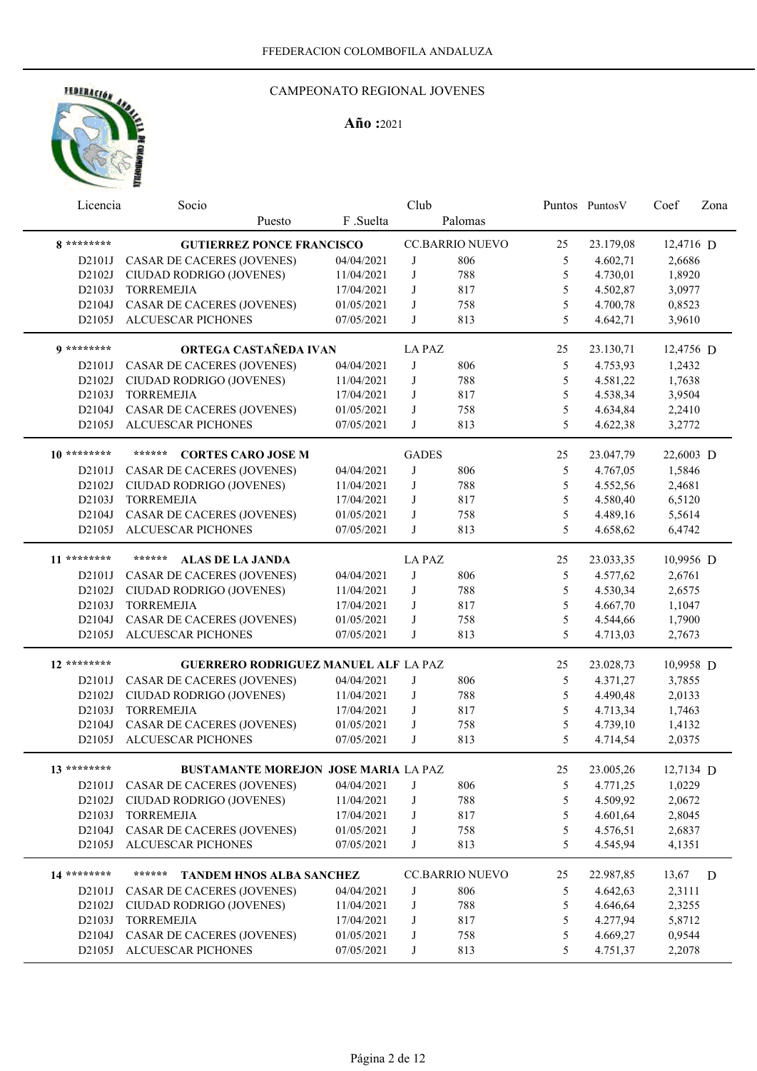FFEDERACION COLOMBOFILA ANDALUZA

CAMPEONATO REGIONAL JOVENES

**Año :**2021

| Licencia | Socio / Puesto | F .Suelta | Club | Palomas | Puntos | PuntosV | Coef | Zona |
|---|---|---|---|---|---|---|---|---|
| **8** ******** | **GUTIERREZ PONCE FRANCISCO** | | CC.BARRIO NUEVO | | 25 | 23.179,08 | 12,4716 | D |
| D2101J | CASAR DE CACERES (JOVENES) | 04/04/2021 | J | 806 | 5 | 4.602,71 | 2,6686 | |
| D2102J | CIUDAD RODRIGO (JOVENES) | 11/04/2021 | J | 788 | 5 | 4.730,01 | 1,8920 | |
| D2103J | TORREMEJIA | 17/04/2021 | J | 817 | 5 | 4.502,87 | 3,0977 | |
| D2104J | CASAR DE CACERES (JOVENES) | 01/05/2021 | J | 758 | 5 | 4.700,78 | 0,8523 | |
| D2105J | ALCUESCAR PICHONES | 07/05/2021 | J | 813 | 5 | 4.642,71 | 3,9610 | |
| **9** ******** | **ORTEGA CASTAÑEDA IVAN** | | LA PAZ | | 25 | 23.130,71 | 12,4756 | D |
| D2101J | CASAR DE CACERES (JOVENES) | 04/04/2021 | J | 806 | 5 | 4.753,93 | 1,2432 | |
| D2102J | CIUDAD RODRIGO (JOVENES) | 11/04/2021 | J | 788 | 5 | 4.581,22 | 1,7638 | |
| D2103J | TORREMEJIA | 17/04/2021 | J | 817 | 5 | 4.538,34 | 3,9504 | |
| D2104J | CASAR DE CACERES (JOVENES) | 01/05/2021 | J | 758 | 5 | 4.634,84 | 2,2410 | |
| D2105J | ALCUESCAR PICHONES | 07/05/2021 | J | 813 | 5 | 4.622,38 | 3,2772 | |
| **10** ******** | ****** **CORTES CARO JOSE M** | | GADES | | 25 | 23.047,79 | 22,6003 | D |
| D2101J | CASAR DE CACERES (JOVENES) | 04/04/2021 | J | 806 | 5 | 4.767,05 | 1,5846 | |
| D2102J | CIUDAD RODRIGO (JOVENES) | 11/04/2021 | J | 788 | 5 | 4.552,56 | 2,4681 | |
| D2103J | TORREMEJIA | 17/04/2021 | J | 817 | 5 | 4.580,40 | 6,5120 | |
| D2104J | CASAR DE CACERES (JOVENES) | 01/05/2021 | J | 758 | 5 | 4.489,16 | 5,5614 | |
| D2105J | ALCUESCAR PICHONES | 07/05/2021 | J | 813 | 5 | 4.658,62 | 6,4742 | |
| **11** ******** | ****** **ALAS DE LA JANDA** | | LA PAZ | | 25 | 23.033,35 | 10,9956 | D |
| D2101J | CASAR DE CACERES (JOVENES) | 04/04/2021 | J | 806 | 5 | 4.577,62 | 2,6761 | |
| D2102J | CIUDAD RODRIGO (JOVENES) | 11/04/2021 | J | 788 | 5 | 4.530,34 | 2,6575 | |
| D2103J | TORREMEJIA | 17/04/2021 | J | 817 | 5 | 4.667,70 | 1,1047 | |
| D2104J | CASAR DE CACERES (JOVENES) | 01/05/2021 | J | 758 | 5 | 4.544,66 | 1,7900 | |
| D2105J | ALCUESCAR PICHONES | 07/05/2021 | J | 813 | 5 | 4.713,03 | 2,7673 | |
| **12** ******** | **GUERRERO RODRIGUEZ MANUEL ALF** | | LA PAZ | | 25 | 23.028,73 | 10,9958 | D |
| D2101J | CASAR DE CACERES (JOVENES) | 04/04/2021 | J | 806 | 5 | 4.371,27 | 3,7855 | |
| D2102J | CIUDAD RODRIGO (JOVENES) | 11/04/2021 | J | 788 | 5 | 4.490,48 | 2,0133 | |
| D2103J | TORREMEJIA | 17/04/2021 | J | 817 | 5 | 4.713,34 | 1,7463 | |
| D2104J | CASAR DE CACERES (JOVENES) | 01/05/2021 | J | 758 | 5 | 4.739,10 | 1,4132 | |
| D2105J | ALCUESCAR PICHONES | 07/05/2021 | J | 813 | 5 | 4.714,54 | 2,0375 | |
| **13** ******** | **BUSTAMANTE MOREJON JOSE MARIA** | | LA PAZ | | 25 | 23.005,26 | 12,7134 | D |
| D2101J | CASAR DE CACERES (JOVENES) | 04/04/2021 | J | 806 | 5 | 4.771,25 | 1,0229 | |
| D2102J | CIUDAD RODRIGO (JOVENES) | 11/04/2021 | J | 788 | 5 | 4.509,92 | 2,0672 | |
| D2103J | TORREMEJIA | 17/04/2021 | J | 817 | 5 | 4.601,64 | 2,8045 | |
| D2104J | CASAR DE CACERES (JOVENES) | 01/05/2021 | J | 758 | 5 | 4.576,51 | 2,6837 | |
| D2105J | ALCUESCAR PICHONES | 07/05/2021 | J | 813 | 5 | 4.545,94 | 4,1351 | |
| **14** ******** | ****** **TANDEM HNOS ALBA SANCHEZ** | | CC.BARRIO NUEVO | | 25 | 22.987,85 | 13,67 | D |
| D2101J | CASAR DE CACERES (JOVENES) | 04/04/2021 | J | 806 | 5 | 4.642,63 | 2,3111 | |
| D2102J | CIUDAD RODRIGO (JOVENES) | 11/04/2021 | J | 788 | 5 | 4.646,64 | 2,3255 | |
| D2103J | TORREMEJIA | 17/04/2021 | J | 817 | 5 | 4.277,94 | 5,8712 | |
| D2104J | CASAR DE CACERES (JOVENES) | 01/05/2021 | J | 758 | 5 | 4.669,27 | 0,9544 | |
| D2105J | ALCUESCAR PICHONES | 07/05/2021 | J | 813 | 5 | 4.751,37 | 2,2078 | |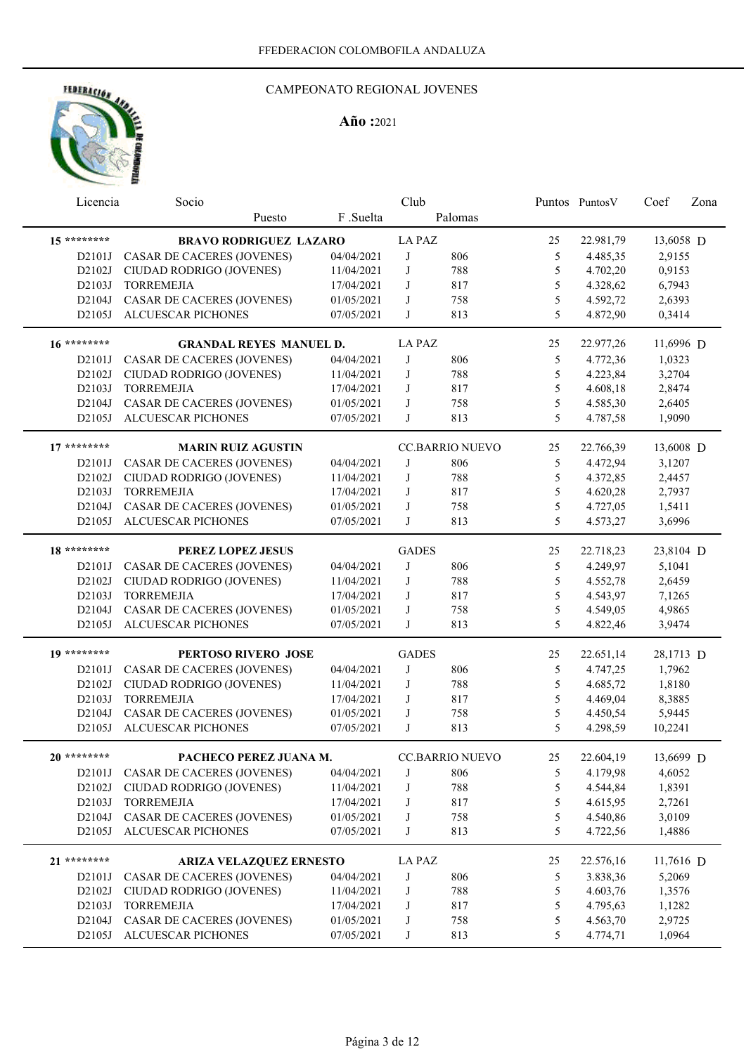FFEDERACION COLOMBOFILA ANDALUZA

## CAMPEONATO REGIONAL JOVENES

**Año :**2021

| Licencia | Socio / Puesto | F .Suelta | Club | Palomas | Puntos | PuntosV | Coef | Zona |
|---|---|---|---|---|---|---|---|---|
| **15** ******** | **BRAVO RODRIGUEZ LAZARO** | | LA PAZ | | 25 | 22.981,79 | 13,6058 | D |
| D2101J | CASAR DE CACERES (JOVENES) | 04/04/2021 | J | 806 | 5 | 4.485,35 | 2,9155 | |
| D2102J | CIUDAD RODRIGO (JOVENES) | 11/04/2021 | J | 788 | 5 | 4.702,20 | 0,9153 | |
| D2103J | TORREMEJIA | 17/04/2021 | J | 817 | 5 | 4.328,62 | 6,7943 | |
| D2104J | CASAR DE CACERES (JOVENES) | 01/05/2021 | J | 758 | 5 | 4.592,72 | 2,6393 | |
| D2105J | ALCUESCAR PICHONES | 07/05/2021 | J | 813 | 5 | 4.872,90 | 0,3414 | |
| **16** ******** | **GRANDAL REYES MANUEL D.** | | LA PAZ | | 25 | 22.977,26 | 11,6996 | D |
| D2101J | CASAR DE CACERES (JOVENES) | 04/04/2021 | J | 806 | 5 | 4.772,36 | 1,0323 | |
| D2102J | CIUDAD RODRIGO (JOVENES) | 11/04/2021 | J | 788 | 5 | 4.223,84 | 3,2704 | |
| D2103J | TORREMEJIA | 17/04/2021 | J | 817 | 5 | 4.608,18 | 2,8474 | |
| D2104J | CASAR DE CACERES (JOVENES) | 01/05/2021 | J | 758 | 5 | 4.585,30 | 2,6405 | |
| D2105J | ALCUESCAR PICHONES | 07/05/2021 | J | 813 | 5 | 4.787,58 | 1,9090 | |
| **17** ******** | **MARIN RUIZ AGUSTIN** | | CC.BARRIO NUEVO | | 25 | 22.766,39 | 13,6008 | D |
| D2101J | CASAR DE CACERES (JOVENES) | 04/04/2021 | J | 806 | 5 | 4.472,94 | 3,1207 | |
| D2102J | CIUDAD RODRIGO (JOVENES) | 11/04/2021 | J | 788 | 5 | 4.372,85 | 2,4457 | |
| D2103J | TORREMEJIA | 17/04/2021 | J | 817 | 5 | 4.620,28 | 2,7937 | |
| D2104J | CASAR DE CACERES (JOVENES) | 01/05/2021 | J | 758 | 5 | 4.727,05 | 1,5411 | |
| D2105J | ALCUESCAR PICHONES | 07/05/2021 | J | 813 | 5 | 4.573,27 | 3,6996 | |
| **18** ******** | **PEREZ LOPEZ JESUS** | | GADES | | 25 | 22.718,23 | 23,8104 | D |
| D2101J | CASAR DE CACERES (JOVENES) | 04/04/2021 | J | 806 | 5 | 4.249,97 | 5,1041 | |
| D2102J | CIUDAD RODRIGO (JOVENES) | 11/04/2021 | J | 788 | 5 | 4.552,78 | 2,6459 | |
| D2103J | TORREMEJIA | 17/04/2021 | J | 817 | 5 | 4.543,97 | 7,1265 | |
| D2104J | CASAR DE CACERES (JOVENES) | 01/05/2021 | J | 758 | 5 | 4.549,05 | 4,9865 | |
| D2105J | ALCUESCAR PICHONES | 07/05/2021 | J | 813 | 5 | 4.822,46 | 3,9474 | |
| **19** ******** | **PERTOSO RIVERO JOSE** | | GADES | | 25 | 22.651,14 | 28,1713 | D |
| D2101J | CASAR DE CACERES (JOVENES) | 04/04/2021 | J | 806 | 5 | 4.747,25 | 1,7962 | |
| D2102J | CIUDAD RODRIGO (JOVENES) | 11/04/2021 | J | 788 | 5 | 4.685,72 | 1,8180 | |
| D2103J | TORREMEJIA | 17/04/2021 | J | 817 | 5 | 4.469,04 | 8,3885 | |
| D2104J | CASAR DE CACERES (JOVENES) | 01/05/2021 | J | 758 | 5 | 4.450,54 | 5,9445 | |
| D2105J | ALCUESCAR PICHONES | 07/05/2021 | J | 813 | 5 | 4.298,59 | 10,2241 | |
| **20** ******** | **PACHECO PEREZ JUANA M.** | | CC.BARRIO NUEVO | | 25 | 22.604,19 | 13,6699 | D |
| D2101J | CASAR DE CACERES (JOVENES) | 04/04/2021 | J | 806 | 5 | 4.179,98 | 4,6052 | |
| D2102J | CIUDAD RODRIGO (JOVENES) | 11/04/2021 | J | 788 | 5 | 4.544,84 | 1,8391 | |
| D2103J | TORREMEJIA | 17/04/2021 | J | 817 | 5 | 4.615,95 | 2,7261 | |
| D2104J | CASAR DE CACERES (JOVENES) | 01/05/2021 | J | 758 | 5 | 4.540,86 | 3,0109 | |
| D2105J | ALCUESCAR PICHONES | 07/05/2021 | J | 813 | 5 | 4.722,56 | 1,4886 | |
| **21** ******** | **ARIZA VELAZQUEZ ERNESTO** | | LA PAZ | | 25 | 22.576,16 | 11,7616 | D |
| D2101J | CASAR DE CACERES (JOVENES) | 04/04/2021 | J | 806 | 5 | 3.838,36 | 5,2069 | |
| D2102J | CIUDAD RODRIGO (JOVENES) | 11/04/2021 | J | 788 | 5 | 4.603,76 | 1,3576 | |
| D2103J | TORREMEJIA | 17/04/2021 | J | 817 | 5 | 4.795,63 | 1,1282 | |
| D2104J | CASAR DE CACERES (JOVENES) | 01/05/2021 | J | 758 | 5 | 4.563,70 | 2,9725 | |
| D2105J | ALCUESCAR PICHONES | 07/05/2021 | J | 813 | 5 | 4.774,71 | 1,0964 | |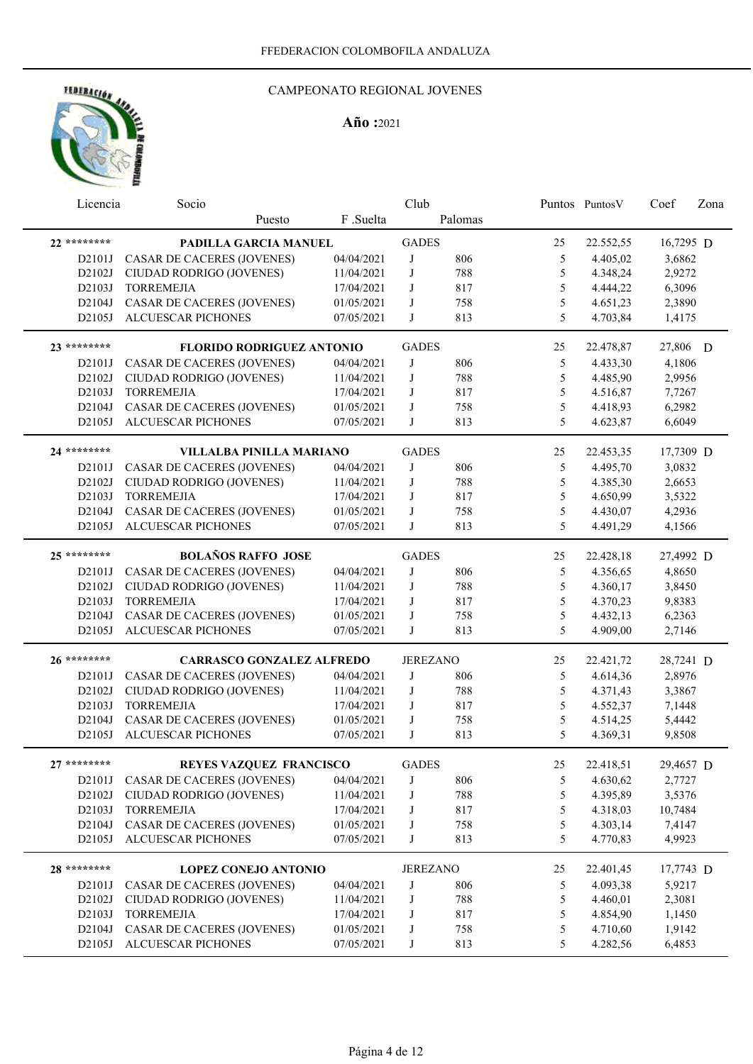FFEDERACION COLOMBOFILA ANDALUZA

## CAMPEONATO REGIONAL JOVENES

**Año :**2021

| Licencia | Socio / Puesto | F .Suelta | Club | Palomas | Puntos | PuntosV | Coef | Zona |
|---|---|---|---|---|---|---|---|---|
| **22** ******** | **PADILLA GARCIA MANUEL** | | GADES | | 25 | 22.552,55 | 16,7295 | D |
| D2101J | CASAR DE CACERES (JOVENES) | 04/04/2021 | J | 806 | 5 | 4.405,02 | 3,6862 | |
| D2102J | CIUDAD RODRIGO (JOVENES) | 11/04/2021 | J | 788 | 5 | 4.348,24 | 2,9272 | |
| D2103J | TORREMEJIA | 17/04/2021 | J | 817 | 5 | 4.444,22 | 6,3096 | |
| D2104J | CASAR DE CACERES (JOVENES) | 01/05/2021 | J | 758 | 5 | 4.651,23 | 2,3890 | |
| D2105J | ALCUESCAR PICHONES | 07/05/2021 | J | 813 | 5 | 4.703,84 | 1,4175 | |
| **23** ******** | **FLORIDO RODRIGUEZ ANTONIO** | | GADES | | 25 | 22.478,87 | 27,806 | D |
| D2101J | CASAR DE CACERES (JOVENES) | 04/04/2021 | J | 806 | 5 | 4.433,30 | 4,1806 | |
| D2102J | CIUDAD RODRIGO (JOVENES) | 11/04/2021 | J | 788 | 5 | 4.485,90 | 2,9956 | |
| D2103J | TORREMEJIA | 17/04/2021 | J | 817 | 5 | 4.516,87 | 7,7267 | |
| D2104J | CASAR DE CACERES (JOVENES) | 01/05/2021 | J | 758 | 5 | 4.418,93 | 6,2982 | |
| D2105J | ALCUESCAR PICHONES | 07/05/2021 | J | 813 | 5 | 4.623,87 | 6,6049 | |
| **24** ******** | **VILLALBA PINILLA MARIANO** | | GADES | | 25 | 22.453,35 | 17,7309 | D |
| D2101J | CASAR DE CACERES (JOVENES) | 04/04/2021 | J | 806 | 5 | 4.495,70 | 3,0832 | |
| D2102J | CIUDAD RODRIGO (JOVENES) | 11/04/2021 | J | 788 | 5 | 4.385,30 | 2,6653 | |
| D2103J | TORREMEJIA | 17/04/2021 | J | 817 | 5 | 4.650,99 | 3,5322 | |
| D2104J | CASAR DE CACERES (JOVENES) | 01/05/2021 | J | 758 | 5 | 4.430,07 | 4,2936 | |
| D2105J | ALCUESCAR PICHONES | 07/05/2021 | J | 813 | 5 | 4.491,29 | 4,1566 | |
| **25** ******** | **BOLAÑOS RAFFO JOSE** | | GADES | | 25 | 22.428,18 | 27,4992 | D |
| D2101J | CASAR DE CACERES (JOVENES) | 04/04/2021 | J | 806 | 5 | 4.356,65 | 4,8650 | |
| D2102J | CIUDAD RODRIGO (JOVENES) | 11/04/2021 | J | 788 | 5 | 4.360,17 | 3,8450 | |
| D2103J | TORREMEJIA | 17/04/2021 | J | 817 | 5 | 4.370,23 | 9,8383 | |
| D2104J | CASAR DE CACERES (JOVENES) | 01/05/2021 | J | 758 | 5 | 4.432,13 | 6,2363 | |
| D2105J | ALCUESCAR PICHONES | 07/05/2021 | J | 813 | 5 | 4.909,00 | 2,7146 | |
| **26** ******** | **CARRASCO GONZALEZ ALFREDO** | | JEREZANO | | 25 | 22.421,72 | 28,7241 | D |
| D2101J | CASAR DE CACERES (JOVENES) | 04/04/2021 | J | 806 | 5 | 4.614,36 | 2,8976 | |
| D2102J | CIUDAD RODRIGO (JOVENES) | 11/04/2021 | J | 788 | 5 | 4.371,43 | 3,3867 | |
| D2103J | TORREMEJIA | 17/04/2021 | J | 817 | 5 | 4.552,37 | 7,1448 | |
| D2104J | CASAR DE CACERES (JOVENES) | 01/05/2021 | J | 758 | 5 | 4.514,25 | 5,4442 | |
| D2105J | ALCUESCAR PICHONES | 07/05/2021 | J | 813 | 5 | 4.369,31 | 9,8508 | |
| **27** ******** | **REYES VAZQUEZ FRANCISCO** | | GADES | | 25 | 22.418,51 | 29,4657 | D |
| D2101J | CASAR DE CACERES (JOVENES) | 04/04/2021 | J | 806 | 5 | 4.630,62 | 2,7727 | |
| D2102J | CIUDAD RODRIGO (JOVENES) | 11/04/2021 | J | 788 | 5 | 4.395,89 | 3,5376 | |
| D2103J | TORREMEJIA | 17/04/2021 | J | 817 | 5 | 4.318,03 | 10,7484 | |
| D2104J | CASAR DE CACERES (JOVENES) | 01/05/2021 | J | 758 | 5 | 4.303,14 | 7,4147 | |
| D2105J | ALCUESCAR PICHONES | 07/05/2021 | J | 813 | 5 | 4.770,83 | 4,9923 | |
| **28** ******** | **LOPEZ CONEJO ANTONIO** | | JEREZANO | | 25 | 22.401,45 | 17,7743 | D |
| D2101J | CASAR DE CACERES (JOVENES) | 04/04/2021 | J | 806 | 5 | 4.093,38 | 5,9217 | |
| D2102J | CIUDAD RODRIGO (JOVENES) | 11/04/2021 | J | 788 | 5 | 4.460,01 | 2,3081 | |
| D2103J | TORREMEJIA | 17/04/2021 | J | 817 | 5 | 4.854,90 | 1,1450 | |
| D2104J | CASAR DE CACERES (JOVENES) | 01/05/2021 | J | 758 | 5 | 4.710,60 | 1,9142 | |
| D2105J | ALCUESCAR PICHONES | 07/05/2021 | J | 813 | 5 | 4.282,56 | 6,4853 | |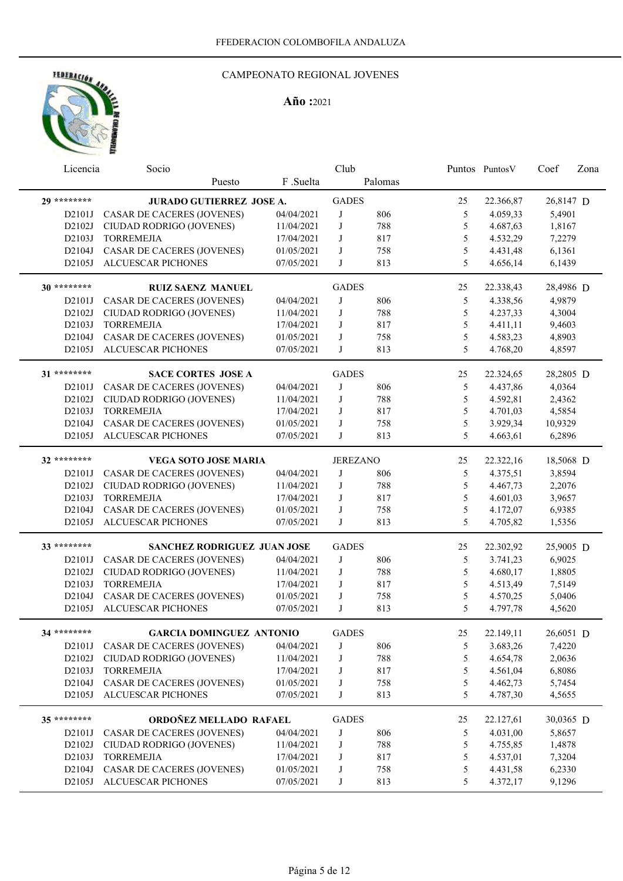FFEDERACION COLOMBOFILA ANDALUZA

## CAMPEONATO REGIONAL JOVENES

**Año :**2021

| Licencia | Socio / Puesto | F .Suelta | Club | Palomas | Puntos | PuntosV | Coef | Zona |
|---|---|---|---|---|---|---|---|---|
| **29 \*\*\*\*\*\*\*\*** | **JURADO GUTIERREZ JOSE A.** | | GADES | | 25 | 22.366,87 | 26,8147 | D |
| D2101J | CASAR DE CACERES (JOVENES) | 04/04/2021 | J | 806 | 5 | 4.059,33 | 5,4901 | |
| D2102J | CIUDAD RODRIGO (JOVENES) | 11/04/2021 | J | 788 | 5 | 4.687,63 | 1,8167 | |
| D2103J | TORREMEJIA | 17/04/2021 | J | 817 | 5 | 4.532,29 | 7,2279 | |
| D2104J | CASAR DE CACERES (JOVENES) | 01/05/2021 | J | 758 | 5 | 4.431,48 | 6,1361 | |
| D2105J | ALCUESCAR PICHONES | 07/05/2021 | J | 813 | 5 | 4.656,14 | 6,1439 | |
| **30 \*\*\*\*\*\*\*\*** | **RUIZ SAENZ MANUEL** | | GADES | | 25 | 22.338,43 | 28,4986 | D |
| D2101J | CASAR DE CACERES (JOVENES) | 04/04/2021 | J | 806 | 5 | 4.338,56 | 4,9879 | |
| D2102J | CIUDAD RODRIGO (JOVENES) | 11/04/2021 | J | 788 | 5 | 4.237,33 | 4,3004 | |
| D2103J | TORREMEJIA | 17/04/2021 | J | 817 | 5 | 4.411,11 | 9,4603 | |
| D2104J | CASAR DE CACERES (JOVENES) | 01/05/2021 | J | 758 | 5 | 4.583,23 | 4,8903 | |
| D2105J | ALCUESCAR PICHONES | 07/05/2021 | J | 813 | 5 | 4.768,20 | 4,8597 | |
| **31 \*\*\*\*\*\*\*\*** | **SACE CORTES JOSE A** | | GADES | | 25 | 22.324,65 | 28,2805 | D |
| D2101J | CASAR DE CACERES (JOVENES) | 04/04/2021 | J | 806 | 5 | 4.437,86 | 4,0364 | |
| D2102J | CIUDAD RODRIGO (JOVENES) | 11/04/2021 | J | 788 | 5 | 4.592,81 | 2,4362 | |
| D2103J | TORREMEJIA | 17/04/2021 | J | 817 | 5 | 4.701,03 | 4,5854 | |
| D2104J | CASAR DE CACERES (JOVENES) | 01/05/2021 | J | 758 | 5 | 3.929,34 | 10,9329 | |
| D2105J | ALCUESCAR PICHONES | 07/05/2021 | J | 813 | 5 | 4.663,61 | 6,2896 | |
| **32 \*\*\*\*\*\*\*\*** | **VEGA SOTO JOSE MARIA** | | JEREZANO | | 25 | 22.322,16 | 18,5068 | D |
| D2101J | CASAR DE CACERES (JOVENES) | 04/04/2021 | J | 806 | 5 | 4.375,51 | 3,8594 | |
| D2102J | CIUDAD RODRIGO (JOVENES) | 11/04/2021 | J | 788 | 5 | 4.467,73 | 2,2076 | |
| D2103J | TORREMEJIA | 17/04/2021 | J | 817 | 5 | 4.601,03 | 3,9657 | |
| D2104J | CASAR DE CACERES (JOVENES) | 01/05/2021 | J | 758 | 5 | 4.172,07 | 6,9385 | |
| D2105J | ALCUESCAR PICHONES | 07/05/2021 | J | 813 | 5 | 4.705,82 | 1,5356 | |
| **33 \*\*\*\*\*\*\*\*** | **SANCHEZ RODRIGUEZ JUAN JOSE** | | GADES | | 25 | 22.302,92 | 25,9005 | D |
| D2101J | CASAR DE CACERES (JOVENES) | 04/04/2021 | J | 806 | 5 | 3.741,23 | 6,9025 | |
| D2102J | CIUDAD RODRIGO (JOVENES) | 11/04/2021 | J | 788 | 5 | 4.680,17 | 1,8805 | |
| D2103J | TORREMEJIA | 17/04/2021 | J | 817 | 5 | 4.513,49 | 7,5149 | |
| D2104J | CASAR DE CACERES (JOVENES) | 01/05/2021 | J | 758 | 5 | 4.570,25 | 5,0406 | |
| D2105J | ALCUESCAR PICHONES | 07/05/2021 | J | 813 | 5 | 4.797,78 | 4,5620 | |
| **34 \*\*\*\*\*\*\*\*** | **GARCIA DOMINGUEZ ANTONIO** | | GADES | | 25 | 22.149,11 | 26,6051 | D |
| D2101J | CASAR DE CACERES (JOVENES) | 04/04/2021 | J | 806 | 5 | 3.683,26 | 7,4220 | |
| D2102J | CIUDAD RODRIGO (JOVENES) | 11/04/2021 | J | 788 | 5 | 4.654,78 | 2,0636 | |
| D2103J | TORREMEJIA | 17/04/2021 | J | 817 | 5 | 4.561,04 | 6,8086 | |
| D2104J | CASAR DE CACERES (JOVENES) | 01/05/2021 | J | 758 | 5 | 4.462,73 | 5,7454 | |
| D2105J | ALCUESCAR PICHONES | 07/05/2021 | J | 813 | 5 | 4.787,30 | 4,5655 | |
| **35 \*\*\*\*\*\*\*\*** | **ORDOÑEZ MELLADO RAFAEL** | | GADES | | 25 | 22.127,61 | 30,0365 | D |
| D2101J | CASAR DE CACERES (JOVENES) | 04/04/2021 | J | 806 | 5 | 4.031,00 | 5,8657 | |
| D2102J | CIUDAD RODRIGO (JOVENES) | 11/04/2021 | J | 788 | 5 | 4.755,85 | 1,4878 | |
| D2103J | TORREMEJIA | 17/04/2021 | J | 817 | 5 | 4.537,01 | 7,3204 | |
| D2104J | CASAR DE CACERES (JOVENES) | 01/05/2021 | J | 758 | 5 | 4.431,58 | 6,2330 | |
| D2105J | ALCUESCAR PICHONES | 07/05/2021 | J | 813 | 5 | 4.372,17 | 9,1296 | |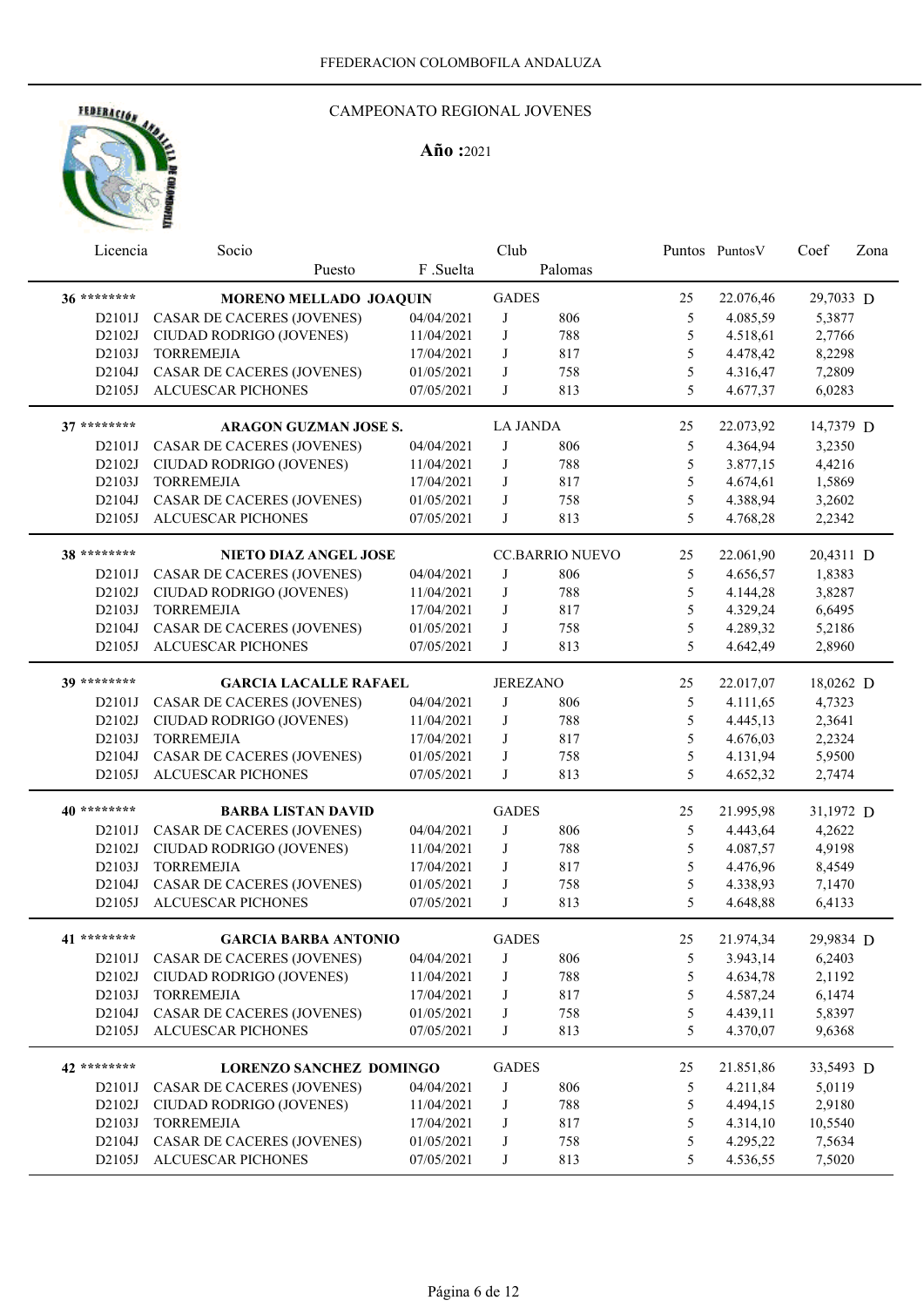FFEDERACION COLOMBOFILA ANDALUZA

CAMPEONATO REGIONAL JOVENES

**Año :**2021

| Licencia | Socio / Puesto | F .Suelta | Club | Palomas | Puntos | PuntosV | Coef | Zona |
|---|---|---|---|---|---|---|---|---|
| **36** ******** | **MORENO MELLADO JOAQUIN** | | GADES | | 25 | 22.076,46 | 29,7033 | D |
| D2101J | CASAR DE CACERES (JOVENES) | 04/04/2021 | J | 806 | 5 | 4.085,59 | 5,3877 | |
| D2102J | CIUDAD RODRIGO (JOVENES) | 11/04/2021 | J | 788 | 5 | 4.518,61 | 2,7766 | |
| D2103J | TORREMEJIA | 17/04/2021 | J | 817 | 5 | 4.478,42 | 8,2298 | |
| D2104J | CASAR DE CACERES (JOVENES) | 01/05/2021 | J | 758 | 5 | 4.316,47 | 7,2809 | |
| D2105J | ALCUESCAR PICHONES | 07/05/2021 | J | 813 | 5 | 4.677,37 | 6,0283 | |
| **37** ******** | **ARAGON GUZMAN JOSE S.** | | LA JANDA | | 25 | 22.073,92 | 14,7379 | D |
| D2101J | CASAR DE CACERES (JOVENES) | 04/04/2021 | J | 806 | 5 | 4.364,94 | 3,2350 | |
| D2102J | CIUDAD RODRIGO (JOVENES) | 11/04/2021 | J | 788 | 5 | 3.877,15 | 4,4216 | |
| D2103J | TORREMEJIA | 17/04/2021 | J | 817 | 5 | 4.674,61 | 1,5869 | |
| D2104J | CASAR DE CACERES (JOVENES) | 01/05/2021 | J | 758 | 5 | 4.388,94 | 3,2602 | |
| D2105J | ALCUESCAR PICHONES | 07/05/2021 | J | 813 | 5 | 4.768,28 | 2,2342 | |
| **38** ******** | **NIETO DIAZ ANGEL JOSE** | | CC.BARRIO NUEVO | | 25 | 22.061,90 | 20,4311 | D |
| D2101J | CASAR DE CACERES (JOVENES) | 04/04/2021 | J | 806 | 5 | 4.656,57 | 1,8383 | |
| D2102J | CIUDAD RODRIGO (JOVENES) | 11/04/2021 | J | 788 | 5 | 4.144,28 | 3,8287 | |
| D2103J | TORREMEJIA | 17/04/2021 | J | 817 | 5 | 4.329,24 | 6,6495 | |
| D2104J | CASAR DE CACERES (JOVENES) | 01/05/2021 | J | 758 | 5 | 4.289,32 | 5,2186 | |
| D2105J | ALCUESCAR PICHONES | 07/05/2021 | J | 813 | 5 | 4.642,49 | 2,8960 | |
| **39** ******** | **GARCIA LACALLE RAFAEL** | | JEREZANO | | 25 | 22.017,07 | 18,0262 | D |
| D2101J | CASAR DE CACERES (JOVENES) | 04/04/2021 | J | 806 | 5 | 4.111,65 | 4,7323 | |
| D2102J | CIUDAD RODRIGO (JOVENES) | 11/04/2021 | J | 788 | 5 | 4.445,13 | 2,3641 | |
| D2103J | TORREMEJIA | 17/04/2021 | J | 817 | 5 | 4.676,03 | 2,2324 | |
| D2104J | CASAR DE CACERES (JOVENES) | 01/05/2021 | J | 758 | 5 | 4.131,94 | 5,9500 | |
| D2105J | ALCUESCAR PICHONES | 07/05/2021 | J | 813 | 5 | 4.652,32 | 2,7474 | |
| **40** ******** | **BARBA LISTAN DAVID** | | GADES | | 25 | 21.995,98 | 31,1972 | D |
| D2101J | CASAR DE CACERES (JOVENES) | 04/04/2021 | J | 806 | 5 | 4.443,64 | 4,2622 | |
| D2102J | CIUDAD RODRIGO (JOVENES) | 11/04/2021 | J | 788 | 5 | 4.087,57 | 4,9198 | |
| D2103J | TORREMEJIA | 17/04/2021 | J | 817 | 5 | 4.476,96 | 8,4549 | |
| D2104J | CASAR DE CACERES (JOVENES) | 01/05/2021 | J | 758 | 5 | 4.338,93 | 7,1470 | |
| D2105J | ALCUESCAR PICHONES | 07/05/2021 | J | 813 | 5 | 4.648,88 | 6,4133 | |
| **41** ******** | **GARCIA BARBA ANTONIO** | | GADES | | 25 | 21.974,34 | 29,9834 | D |
| D2101J | CASAR DE CACERES (JOVENES) | 04/04/2021 | J | 806 | 5 | 3.943,14 | 6,2403 | |
| D2102J | CIUDAD RODRIGO (JOVENES) | 11/04/2021 | J | 788 | 5 | 4.634,78 | 2,1192 | |
| D2103J | TORREMEJIA | 17/04/2021 | J | 817 | 5 | 4.587,24 | 6,1474 | |
| D2104J | CASAR DE CACERES (JOVENES) | 01/05/2021 | J | 758 | 5 | 4.439,11 | 5,8397 | |
| D2105J | ALCUESCAR PICHONES | 07/05/2021 | J | 813 | 5 | 4.370,07 | 9,6368 | |
| **42** ******** | **LORENZO SANCHEZ DOMINGO** | | GADES | | 25 | 21.851,86 | 33,5493 | D |
| D2101J | CASAR DE CACERES (JOVENES) | 04/04/2021 | J | 806 | 5 | 4.211,84 | 5,0119 | |
| D2102J | CIUDAD RODRIGO (JOVENES) | 11/04/2021 | J | 788 | 5 | 4.494,15 | 2,9180 | |
| D2103J | TORREMEJIA | 17/04/2021 | J | 817 | 5 | 4.314,10 | 10,5540 | |
| D2104J | CASAR DE CACERES (JOVENES) | 01/05/2021 | J | 758 | 5 | 4.295,22 | 7,5634 | |
| D2105J | ALCUESCAR PICHONES | 07/05/2021 | J | 813 | 5 | 4.536,55 | 7,5020 | |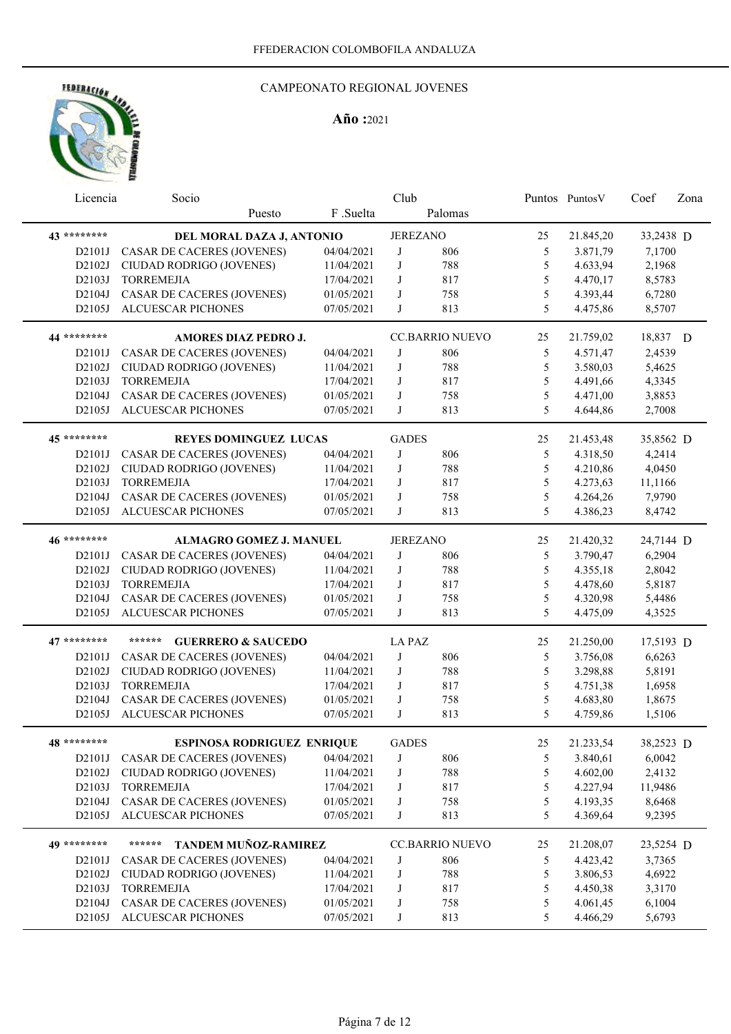FFEDERACION COLOMBOFILA ANDALUZA

CAMPEONATO REGIONAL JOVENES

**Año :**2021

| Licencia | Socio / Puesto | F .Suelta | Club | Palomas | Puntos | PuntosV | Coef | Zona |
|---|---|---|---|---|---|---|---|---|
| **43 \*\*\*\*\*\*\*\*** | **DEL MORAL DAZA J, ANTONIO** | | JEREZANO | | 25 | 21.845,20 | 33,2438 | D |
| D2101J | CASAR DE CACERES (JOVENES) | 04/04/2021 | J | 806 | 5 | 3.871,79 | 7,1700 | |
| D2102J | CIUDAD RODRIGO (JOVENES) | 11/04/2021 | J | 788 | 5 | 4.633,94 | 2,1968 | |
| D2103J | TORREMEJIA | 17/04/2021 | J | 817 | 5 | 4.470,17 | 8,5783 | |
| D2104J | CASAR DE CACERES (JOVENES) | 01/05/2021 | J | 758 | 5 | 4.393,44 | 6,7280 | |
| D2105J | ALCUESCAR PICHONES | 07/05/2021 | J | 813 | 5 | 4.475,86 | 8,5707 | |
| **44 \*\*\*\*\*\*\*\*** | **AMORES DIAZ PEDRO J.** | | CC.BARRIO NUEVO | | 25 | 21.759,02 | 18,837 | D |
| D2101J | CASAR DE CACERES (JOVENES) | 04/04/2021 | J | 806 | 5 | 4.571,47 | 2,4539 | |
| D2102J | CIUDAD RODRIGO (JOVENES) | 11/04/2021 | J | 788 | 5 | 3.580,03 | 5,4625 | |
| D2103J | TORREMEJIA | 17/04/2021 | J | 817 | 5 | 4.491,66 | 4,3345 | |
| D2104J | CASAR DE CACERES (JOVENES) | 01/05/2021 | J | 758 | 5 | 4.471,00 | 3,8853 | |
| D2105J | ALCUESCAR PICHONES | 07/05/2021 | J | 813 | 5 | 4.644,86 | 2,7008 | |
| **45 \*\*\*\*\*\*\*\*** | **REYES DOMINGUEZ LUCAS** | | GADES | | 25 | 21.453,48 | 35,8562 | D |
| D2101J | CASAR DE CACERES (JOVENES) | 04/04/2021 | J | 806 | 5 | 4.318,50 | 4,2414 | |
| D2102J | CIUDAD RODRIGO (JOVENES) | 11/04/2021 | J | 788 | 5 | 4.210,86 | 4,0450 | |
| D2103J | TORREMEJIA | 17/04/2021 | J | 817 | 5 | 4.273,63 | 11,1166 | |
| D2104J | CASAR DE CACERES (JOVENES) | 01/05/2021 | J | 758 | 5 | 4.264,26 | 7,9790 | |
| D2105J | ALCUESCAR PICHONES | 07/05/2021 | J | 813 | 5 | 4.386,23 | 8,4742 | |
| **46 \*\*\*\*\*\*\*\*** | **ALMAGRO GOMEZ J. MANUEL** | | JEREZANO | | 25 | 21.420,32 | 24,7144 | D |
| D2101J | CASAR DE CACERES (JOVENES) | 04/04/2021 | J | 806 | 5 | 3.790,47 | 6,2904 | |
| D2102J | CIUDAD RODRIGO (JOVENES) | 11/04/2021 | J | 788 | 5 | 4.355,18 | 2,8042 | |
| D2103J | TORREMEJIA | 17/04/2021 | J | 817 | 5 | 4.478,60 | 5,8187 | |
| D2104J | CASAR DE CACERES (JOVENES) | 01/05/2021 | J | 758 | 5 | 4.320,98 | 5,4486 | |
| D2105J | ALCUESCAR PICHONES | 07/05/2021 | J | 813 | 5 | 4.475,09 | 4,3525 | |
| **47 \*\*\*\*\*\*\*\*** | **\*\*\*\*\*\* GUERRERO & SAUCEDO** | | LA PAZ | | 25 | 21.250,00 | 17,5193 | D |
| D2101J | CASAR DE CACERES (JOVENES) | 04/04/2021 | J | 806 | 5 | 3.756,08 | 6,6263 | |
| D2102J | CIUDAD RODRIGO (JOVENES) | 11/04/2021 | J | 788 | 5 | 3.298,88 | 5,8191 | |
| D2103J | TORREMEJIA | 17/04/2021 | J | 817 | 5 | 4.751,38 | 1,6958 | |
| D2104J | CASAR DE CACERES (JOVENES) | 01/05/2021 | J | 758 | 5 | 4.683,80 | 1,8675 | |
| D2105J | ALCUESCAR PICHONES | 07/05/2021 | J | 813 | 5 | 4.759,86 | 1,5106 | |
| **48 \*\*\*\*\*\*\*\*** | **ESPINOSA RODRIGUEZ ENRIQUE** | | GADES | | 25 | 21.233,54 | 38,2523 | D |
| D2101J | CASAR DE CACERES (JOVENES) | 04/04/2021 | J | 806 | 5 | 3.840,61 | 6,0042 | |
| D2102J | CIUDAD RODRIGO (JOVENES) | 11/04/2021 | J | 788 | 5 | 4.602,00 | 2,4132 | |
| D2103J | TORREMEJIA | 17/04/2021 | J | 817 | 5 | 4.227,94 | 11,9486 | |
| D2104J | CASAR DE CACERES (JOVENES) | 01/05/2021 | J | 758 | 5 | 4.193,35 | 8,6468 | |
| D2105J | ALCUESCAR PICHONES | 07/05/2021 | J | 813 | 5 | 4.369,64 | 9,2395 | |
| **49 \*\*\*\*\*\*\*\*** | **\*\*\*\*\*\* TANDEM MUÑOZ-RAMIREZ** | | CC.BARRIO NUEVO | | 25 | 21.208,07 | 23,5254 | D |
| D2101J | CASAR DE CACERES (JOVENES) | 04/04/2021 | J | 806 | 5 | 4.423,42 | 3,7365 | |
| D2102J | CIUDAD RODRIGO (JOVENES) | 11/04/2021 | J | 788 | 5 | 3.806,53 | 4,6922 | |
| D2103J | TORREMEJIA | 17/04/2021 | J | 817 | 5 | 4.450,38 | 3,3170 | |
| D2104J | CASAR DE CACERES (JOVENES) | 01/05/2021 | J | 758 | 5 | 4.061,45 | 6,1004 | |
| D2105J | ALCUESCAR PICHONES | 07/05/2021 | J | 813 | 5 | 4.466,29 | 5,6793 | |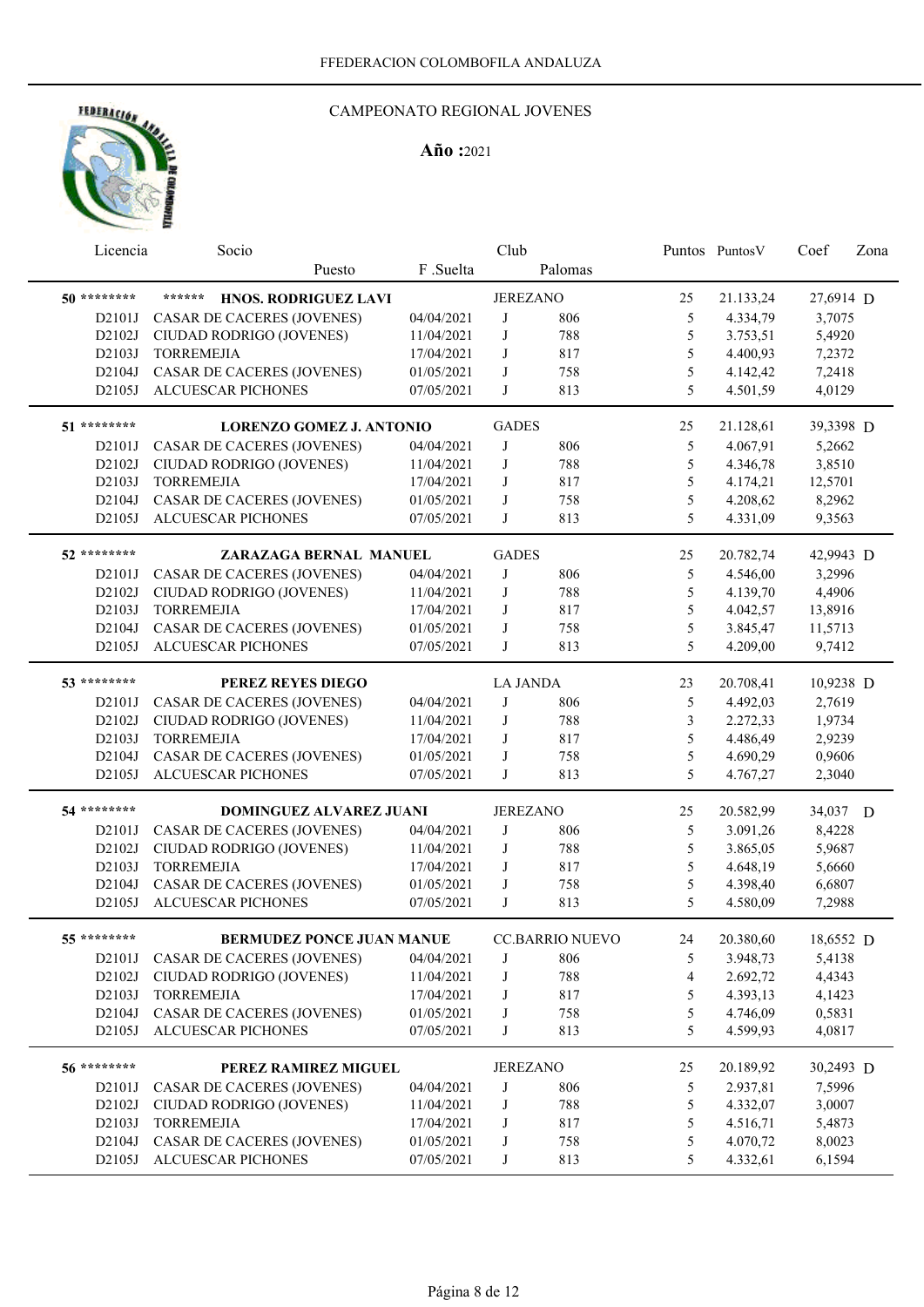FFEDERACION COLOMBOFILA ANDALUZA

CAMPEONATO REGIONAL JOVENES

**Año :**2021

| Licencia | Socio / Puesto | F .Suelta | Club | Palomas | Puntos | PuntosV | Coef | Zona |
|---|---|---|---|---|---|---|---|---|
| **50** ******** | ****** **HNOS. RODRIGUEZ LAVI** | | JEREZANO | | 25 | 21.133,24 | 27,6914 | D |
| D2101J | CASAR DE CACERES (JOVENES) | 04/04/2021 | J | 806 | 5 | 4.334,79 | 3,7075 | |
| D2102J | CIUDAD RODRIGO (JOVENES) | 11/04/2021 | J | 788 | 5 | 3.753,51 | 5,4920 | |
| D2103J | TORREMEJIA | 17/04/2021 | J | 817 | 5 | 4.400,93 | 7,2372 | |
| D2104J | CASAR DE CACERES (JOVENES) | 01/05/2021 | J | 758 | 5 | 4.142,42 | 7,2418 | |
| D2105J | ALCUESCAR PICHONES | 07/05/2021 | J | 813 | 5 | 4.501,59 | 4,0129 | |
| **51** ******** | **LORENZO GOMEZ J. ANTONIO** | | GADES | | 25 | 21.128,61 | 39,3398 | D |
| D2101J | CASAR DE CACERES (JOVENES) | 04/04/2021 | J | 806 | 5 | 4.067,91 | 5,2662 | |
| D2102J | CIUDAD RODRIGO (JOVENES) | 11/04/2021 | J | 788 | 5 | 4.346,78 | 3,8510 | |
| D2103J | TORREMEJIA | 17/04/2021 | J | 817 | 5 | 4.174,21 | 12,5701 | |
| D2104J | CASAR DE CACERES (JOVENES) | 01/05/2021 | J | 758 | 5 | 4.208,62 | 8,2962 | |
| D2105J | ALCUESCAR PICHONES | 07/05/2021 | J | 813 | 5 | 4.331,09 | 9,3563 | |
| **52** ******** | **ZARAZAGA BERNAL MANUEL** | | GADES | | 25 | 20.782,74 | 42,9943 | D |
| D2101J | CASAR DE CACERES (JOVENES) | 04/04/2021 | J | 806 | 5 | 4.546,00 | 3,2996 | |
| D2102J | CIUDAD RODRIGO (JOVENES) | 11/04/2021 | J | 788 | 5 | 4.139,70 | 4,4906 | |
| D2103J | TORREMEJIA | 17/04/2021 | J | 817 | 5 | 4.042,57 | 13,8916 | |
| D2104J | CASAR DE CACERES (JOVENES) | 01/05/2021 | J | 758 | 5 | 3.845,47 | 11,5713 | |
| D2105J | ALCUESCAR PICHONES | 07/05/2021 | J | 813 | 5 | 4.209,00 | 9,7412 | |
| **53** ******** | **PEREZ REYES DIEGO** | | LA JANDA | | 23 | 20.708,41 | 10,9238 | D |
| D2101J | CASAR DE CACERES (JOVENES) | 04/04/2021 | J | 806 | 5 | 4.492,03 | 2,7619 | |
| D2102J | CIUDAD RODRIGO (JOVENES) | 11/04/2021 | J | 788 | 3 | 2.272,33 | 1,9734 | |
| D2103J | TORREMEJIA | 17/04/2021 | J | 817 | 5 | 4.486,49 | 2,9239 | |
| D2104J | CASAR DE CACERES (JOVENES) | 01/05/2021 | J | 758 | 5 | 4.690,29 | 0,9606 | |
| D2105J | ALCUESCAR PICHONES | 07/05/2021 | J | 813 | 5 | 4.767,27 | 2,3040 | |
| **54** ******** | **DOMINGUEZ ALVAREZ JUANI** | | JEREZANO | | 25 | 20.582,99 | 34,037 | D |
| D2101J | CASAR DE CACERES (JOVENES) | 04/04/2021 | J | 806 | 5 | 3.091,26 | 8,4228 | |
| D2102J | CIUDAD RODRIGO (JOVENES) | 11/04/2021 | J | 788 | 5 | 3.865,05 | 5,9687 | |
| D2103J | TORREMEJIA | 17/04/2021 | J | 817 | 5 | 4.648,19 | 5,6660 | |
| D2104J | CASAR DE CACERES (JOVENES) | 01/05/2021 | J | 758 | 5 | 4.398,40 | 6,6807 | |
| D2105J | ALCUESCAR PICHONES | 07/05/2021 | J | 813 | 5 | 4.580,09 | 7,2988 | |
| **55** ******** | **BERMUDEZ PONCE JUAN MANUE** | | CC.BARRIO NUEVO | | 24 | 20.380,60 | 18,6552 | D |
| D2101J | CASAR DE CACERES (JOVENES) | 04/04/2021 | J | 806 | 5 | 3.948,73 | 5,4138 | |
| D2102J | CIUDAD RODRIGO (JOVENES) | 11/04/2021 | J | 788 | 4 | 2.692,72 | 4,4343 | |
| D2103J | TORREMEJIA | 17/04/2021 | J | 817 | 5 | 4.393,13 | 4,1423 | |
| D2104J | CASAR DE CACERES (JOVENES) | 01/05/2021 | J | 758 | 5 | 4.746,09 | 0,5831 | |
| D2105J | ALCUESCAR PICHONES | 07/05/2021 | J | 813 | 5 | 4.599,93 | 4,0817 | |
| **56** ******** | **PEREZ RAMIREZ MIGUEL** | | JEREZANO | | 25 | 20.189,92 | 30,2493 | D |
| D2101J | CASAR DE CACERES (JOVENES) | 04/04/2021 | J | 806 | 5 | 2.937,81 | 7,5996 | |
| D2102J | CIUDAD RODRIGO (JOVENES) | 11/04/2021 | J | 788 | 5 | 4.332,07 | 3,0007 | |
| D2103J | TORREMEJIA | 17/04/2021 | J | 817 | 5 | 4.516,71 | 5,4873 | |
| D2104J | CASAR DE CACERES (JOVENES) | 01/05/2021 | J | 758 | 5 | 4.070,72 | 8,0023 | |
| D2105J | ALCUESCAR PICHONES | 07/05/2021 | J | 813 | 5 | 4.332,61 | 6,1594 | |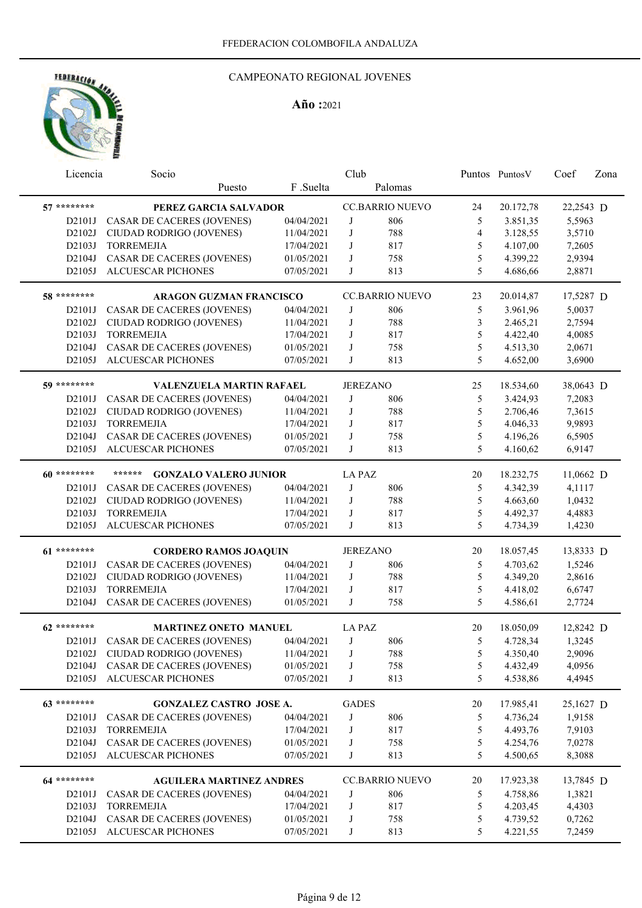FFEDERACION COLOMBOFILA ANDALUZA

## CAMPEONATO REGIONAL JOVENES

**Año :**2021

| Licencia | Socio / Puesto | F .Suelta | Club | Palomas | Puntos | PuntosV | Coef | Zona |
|---|---|---|---|---|---|---|---|---|
| **57** ******** | **PEREZ GARCIA SALVADOR** | | CC.BARRIO NUEVO | | 24 | 20.172,78 | 22,2543 | D |
| D2101J | CASAR DE CACERES (JOVENES) | 04/04/2021 | J | 806 | 5 | 3.851,35 | 5,5963 | |
| D2102J | CIUDAD RODRIGO (JOVENES) | 11/04/2021 | J | 788 | 4 | 3.128,55 | 3,5710 | |
| D2103J | TORREMEJIA | 17/04/2021 | J | 817 | 5 | 4.107,00 | 7,2605 | |
| D2104J | CASAR DE CACERES (JOVENES) | 01/05/2021 | J | 758 | 5 | 4.399,22 | 2,9394 | |
| D2105J | ALCUESCAR PICHONES | 07/05/2021 | J | 813 | 5 | 4.686,66 | 2,8871 | |
| **58** ******** | **ARAGON GUZMAN FRANCISCO** | | CC.BARRIO NUEVO | | 23 | 20.014,87 | 17,5287 | D |
| D2101J | CASAR DE CACERES (JOVENES) | 04/04/2021 | J | 806 | 5 | 3.961,96 | 5,0037 | |
| D2102J | CIUDAD RODRIGO (JOVENES) | 11/04/2021 | J | 788 | 3 | 2.465,21 | 2,7594 | |
| D2103J | TORREMEJIA | 17/04/2021 | J | 817 | 5 | 4.422,40 | 4,0085 | |
| D2104J | CASAR DE CACERES (JOVENES) | 01/05/2021 | J | 758 | 5 | 4.513,30 | 2,0671 | |
| D2105J | ALCUESCAR PICHONES | 07/05/2021 | J | 813 | 5 | 4.652,00 | 3,6900 | |
| **59** ******** | **VALENZUELA MARTIN RAFAEL** | | JEREZANO | | 25 | 18.534,60 | 38,0643 | D |
| D2101J | CASAR DE CACERES (JOVENES) | 04/04/2021 | J | 806 | 5 | 3.424,93 | 7,2083 | |
| D2102J | CIUDAD RODRIGO (JOVENES) | 11/04/2021 | J | 788 | 5 | 2.706,46 | 7,3615 | |
| D2103J | TORREMEJIA | 17/04/2021 | J | 817 | 5 | 4.046,33 | 9,9893 | |
| D2104J | CASAR DE CACERES (JOVENES) | 01/05/2021 | J | 758 | 5 | 4.196,26 | 6,5905 | |
| D2105J | ALCUESCAR PICHONES | 07/05/2021 | J | 813 | 5 | 4.160,62 | 6,9147 | |
| **60** ******** | ****** **GONZALO VALERO JUNIOR** | | LA PAZ | | 20 | 18.232,75 | 11,0662 | D |
| D2101J | CASAR DE CACERES (JOVENES) | 04/04/2021 | J | 806 | 5 | 4.342,39 | 4,1117 | |
| D2102J | CIUDAD RODRIGO (JOVENES) | 11/04/2021 | J | 788 | 5 | 4.663,60 | 1,0432 | |
| D2103J | TORREMEJIA | 17/04/2021 | J | 817 | 5 | 4.492,37 | 4,4883 | |
| D2105J | ALCUESCAR PICHONES | 07/05/2021 | J | 813 | 5 | 4.734,39 | 1,4230 | |
| **61** ******** | **CORDERO RAMOS JOAQUIN** | | JEREZANO | | 20 | 18.057,45 | 13,8333 | D |
| D2101J | CASAR DE CACERES (JOVENES) | 04/04/2021 | J | 806 | 5 | 4.703,62 | 1,5246 | |
| D2102J | CIUDAD RODRIGO (JOVENES) | 11/04/2021 | J | 788 | 5 | 4.349,20 | 2,8616 | |
| D2103J | TORREMEJIA | 17/04/2021 | J | 817 | 5 | 4.418,02 | 6,6747 | |
| D2104J | CASAR DE CACERES (JOVENES) | 01/05/2021 | J | 758 | 5 | 4.586,61 | 2,7724 | |
| **62** ******** | **MARTINEZ ONETO MANUEL** | | LA PAZ | | 20 | 18.050,09 | 12,8242 | D |
| D2101J | CASAR DE CACERES (JOVENES) | 04/04/2021 | J | 806 | 5 | 4.728,34 | 1,3245 | |
| D2102J | CIUDAD RODRIGO (JOVENES) | 11/04/2021 | J | 788 | 5 | 4.350,40 | 2,9096 | |
| D2104J | CASAR DE CACERES (JOVENES) | 01/05/2021 | J | 758 | 5 | 4.432,49 | 4,0956 | |
| D2105J | ALCUESCAR PICHONES | 07/05/2021 | J | 813 | 5 | 4.538,86 | 4,4945 | |
| **63** ******** | **GONZALEZ CASTRO JOSE A.** | | GADES | | 20 | 17.985,41 | 25,1627 | D |
| D2101J | CASAR DE CACERES (JOVENES) | 04/04/2021 | J | 806 | 5 | 4.736,24 | 1,9158 | |
| D2103J | TORREMEJIA | 17/04/2021 | J | 817 | 5 | 4.493,76 | 7,9103 | |
| D2104J | CASAR DE CACERES (JOVENES) | 01/05/2021 | J | 758 | 5 | 4.254,76 | 7,0278 | |
| D2105J | ALCUESCAR PICHONES | 07/05/2021 | J | 813 | 5 | 4.500,65 | 8,3088 | |
| **64** ******** | **AGUILERA MARTINEZ ANDRES** | | CC.BARRIO NUEVO | | 20 | 17.923,38 | 13,7845 | D |
| D2101J | CASAR DE CACERES (JOVENES) | 04/04/2021 | J | 806 | 5 | 4.758,86 | 1,3821 | |
| D2103J | TORREMEJIA | 17/04/2021 | J | 817 | 5 | 4.203,45 | 4,4303 | |
| D2104J | CASAR DE CACERES (JOVENES) | 01/05/2021 | J | 758 | 5 | 4.739,52 | 0,7262 | |
| D2105J | ALCUESCAR PICHONES | 07/05/2021 | J | 813 | 5 | 4.221,55 | 7,2459 | |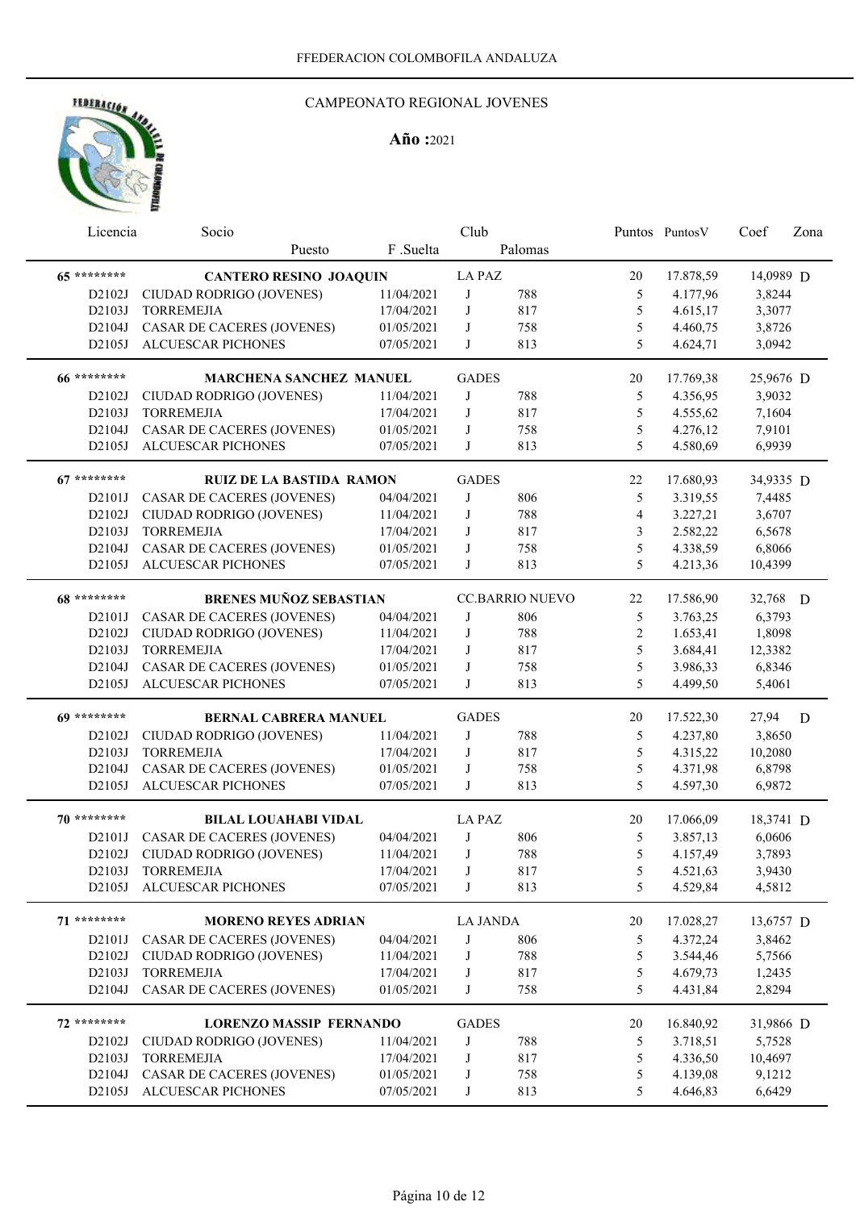FFEDERACION COLOMBOFILA ANDALUZA

CAMPEONATO REGIONAL JOVENES

**Año :**2021

| Licencia | Socio / Puesto | F .Suelta | Club | Palomas | Puntos | PuntosV | Coef | Zona |
|---|---|---|---|---|---|---|---|---|
| **65** ******** | **CANTERO RESINO JOAQUIN** | | LA PAZ | | 20 | 17.878,59 | 14,0989 | D |
| D2102J | CIUDAD RODRIGO (JOVENES) | 11/04/2021 | J | 788 | 5 | 4.177,96 | 3,8244 | |
| D2103J | TORREMEJIA | 17/04/2021 | J | 817 | 5 | 4.615,17 | 3,3077 | |
| D2104J | CASAR DE CACERES (JOVENES) | 01/05/2021 | J | 758 | 5 | 4.460,75 | 3,8726 | |
| D2105J | ALCUESCAR PICHONES | 07/05/2021 | J | 813 | 5 | 4.624,71 | 3,0942 | |
| **66** ******** | **MARCHENA SANCHEZ MANUEL** | | GADES | | 20 | 17.769,38 | 25,9676 | D |
| D2102J | CIUDAD RODRIGO (JOVENES) | 11/04/2021 | J | 788 | 5 | 4.356,95 | 3,9032 | |
| D2103J | TORREMEJIA | 17/04/2021 | J | 817 | 5 | 4.555,62 | 7,1604 | |
| D2104J | CASAR DE CACERES (JOVENES) | 01/05/2021 | J | 758 | 5 | 4.276,12 | 7,9101 | |
| D2105J | ALCUESCAR PICHONES | 07/05/2021 | J | 813 | 5 | 4.580,69 | 6,9939 | |
| **67** ******** | **RUIZ DE LA BASTIDA RAMON** | | GADES | | 22 | 17.680,93 | 34,9335 | D |
| D2101J | CASAR DE CACERES (JOVENES) | 04/04/2021 | J | 806 | 5 | 3.319,55 | 7,4485 | |
| D2102J | CIUDAD RODRIGO (JOVENES) | 11/04/2021 | J | 788 | 4 | 3.227,21 | 3,6707 | |
| D2103J | TORREMEJIA | 17/04/2021 | J | 817 | 3 | 2.582,22 | 6,5678 | |
| D2104J | CASAR DE CACERES (JOVENES) | 01/05/2021 | J | 758 | 5 | 4.338,59 | 6,8066 | |
| D2105J | ALCUESCAR PICHONES | 07/05/2021 | J | 813 | 5 | 4.213,36 | 10,4399 | |
| **68** ******** | **BRENES MUÑOZ SEBASTIAN** | | CC.BARRIO NUEVO | | 22 | 17.586,90 | 32,768 | D |
| D2101J | CASAR DE CACERES (JOVENES) | 04/04/2021 | J | 806 | 5 | 3.763,25 | 6,3793 | |
| D2102J | CIUDAD RODRIGO (JOVENES) | 11/04/2021 | J | 788 | 2 | 1.653,41 | 1,8098 | |
| D2103J | TORREMEJIA | 17/04/2021 | J | 817 | 5 | 3.684,41 | 12,3382 | |
| D2104J | CASAR DE CACERES (JOVENES) | 01/05/2021 | J | 758 | 5 | 3.986,33 | 6,8346 | |
| D2105J | ALCUESCAR PICHONES | 07/05/2021 | J | 813 | 5 | 4.499,50 | 5,4061 | |
| **69** ******** | **BERNAL CABRERA MANUEL** | | GADES | | 20 | 17.522,30 | 27,94 | D |
| D2102J | CIUDAD RODRIGO (JOVENES) | 11/04/2021 | J | 788 | 5 | 4.237,80 | 3,8650 | |
| D2103J | TORREMEJIA | 17/04/2021 | J | 817 | 5 | 4.315,22 | 10,2080 | |
| D2104J | CASAR DE CACERES (JOVENES) | 01/05/2021 | J | 758 | 5 | 4.371,98 | 6,8798 | |
| D2105J | ALCUESCAR PICHONES | 07/05/2021 | J | 813 | 5 | 4.597,30 | 6,9872 | |
| **70** ******** | **BILAL LOUAHABI VIDAL** | | LA PAZ | | 20 | 17.066,09 | 18,3741 | D |
| D2101J | CASAR DE CACERES (JOVENES) | 04/04/2021 | J | 806 | 5 | 3.857,13 | 6,0606 | |
| D2102J | CIUDAD RODRIGO (JOVENES) | 11/04/2021 | J | 788 | 5 | 4.157,49 | 3,7893 | |
| D2103J | TORREMEJIA | 17/04/2021 | J | 817 | 5 | 4.521,63 | 3,9430 | |
| D2105J | ALCUESCAR PICHONES | 07/05/2021 | J | 813 | 5 | 4.529,84 | 4,5812 | |
| **71** ******** | **MORENO REYES ADRIAN** | | LA JANDA | | 20 | 17.028,27 | 13,6757 | D |
| D2101J | CASAR DE CACERES (JOVENES) | 04/04/2021 | J | 806 | 5 | 4.372,24 | 3,8462 | |
| D2102J | CIUDAD RODRIGO (JOVENES) | 11/04/2021 | J | 788 | 5 | 3.544,46 | 5,7566 | |
| D2103J | TORREMEJIA | 17/04/2021 | J | 817 | 5 | 4.679,73 | 1,2435 | |
| D2104J | CASAR DE CACERES (JOVENES) | 01/05/2021 | J | 758 | 5 | 4.431,84 | 2,8294 | |
| **72** ******** | **LORENZO MASSIP FERNANDO** | | GADES | | 20 | 16.840,92 | 31,9866 | D |
| D2102J | CIUDAD RODRIGO (JOVENES) | 11/04/2021 | J | 788 | 5 | 3.718,51 | 5,7528 | |
| D2103J | TORREMEJIA | 17/04/2021 | J | 817 | 5 | 4.336,50 | 10,4697 | |
| D2104J | CASAR DE CACERES (JOVENES) | 01/05/2021 | J | 758 | 5 | 4.139,08 | 9,1212 | |
| D2105J | ALCUESCAR PICHONES | 07/05/2021 | J | 813 | 5 | 4.646,83 | 6,6429 | |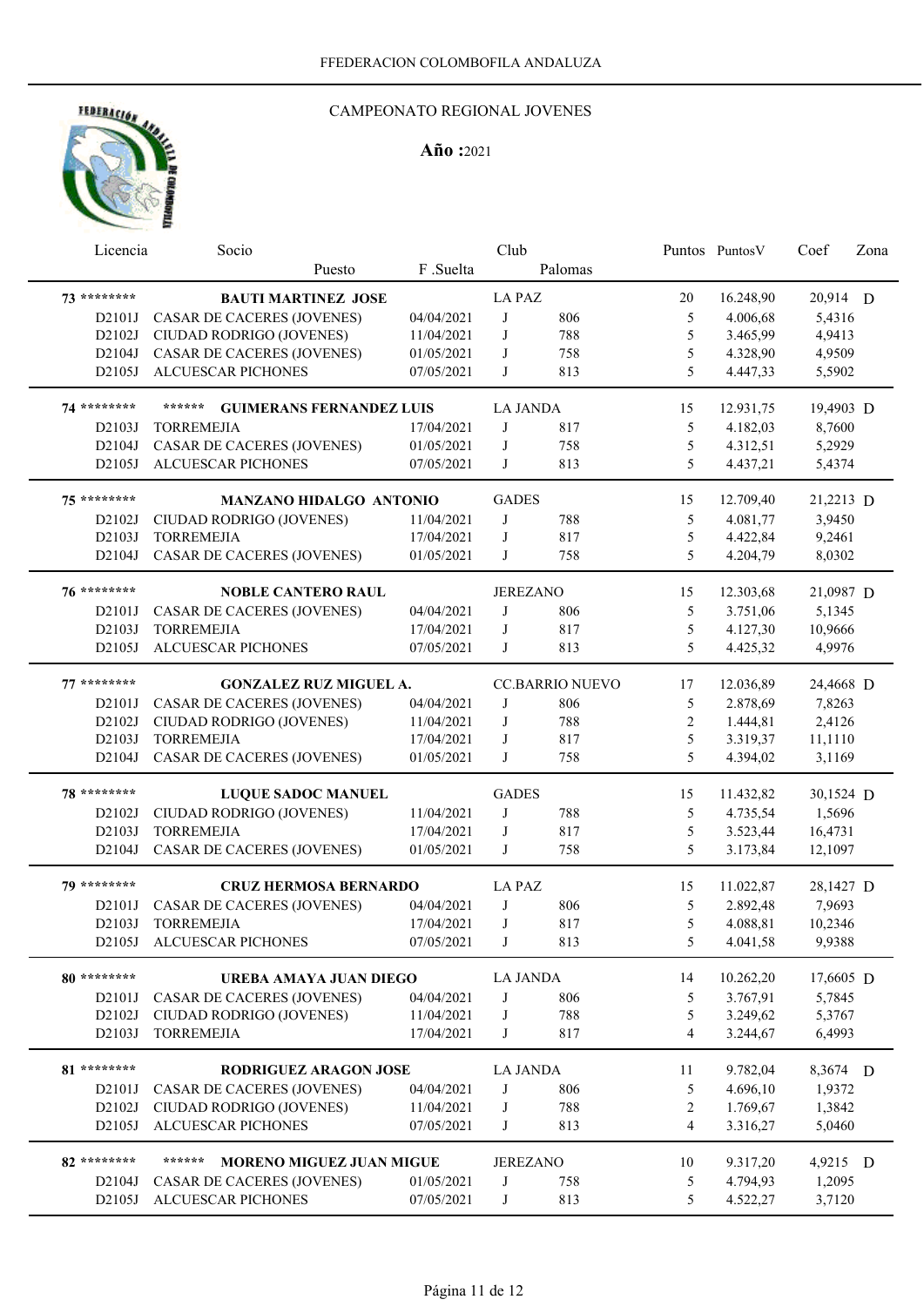FFEDERACION COLOMBOFILA ANDALUZA

CAMPEONATO REGIONAL JOVENES

**Año :**2021

| Licencia | Socio / Puesto | F .Suelta | Club | Palomas | Puntos | PuntosV | Coef | Zona |
|---|---|---|---|---|---|---|---|---|
| **73** ******** | **BAUTI MARTINEZ JOSE** | | LA PAZ | | 20 | 16.248,90 | 20,914 | D |
| D2101J | CASAR DE CACERES (JOVENES) | 04/04/2021 | J | 806 | 5 | 4.006,68 | 5,4316 | |
| D2102J | CIUDAD RODRIGO (JOVENES) | 11/04/2021 | J | 788 | 5 | 3.465,99 | 4,9413 | |
| D2104J | CASAR DE CACERES (JOVENES) | 01/05/2021 | J | 758 | 5 | 4.328,90 | 4,9509 | |
| D2105J | ALCUESCAR PICHONES | 07/05/2021 | J | 813 | 5 | 4.447,33 | 5,5902 | |
| **74** ******** | ****** **GUIMERANS FERNANDEZ LUIS** | | LA JANDA | | 15 | 12.931,75 | 19,4903 | D |
| D2103J | TORREMEJIA | 17/04/2021 | J | 817 | 5 | 4.182,03 | 8,7600 | |
| D2104J | CASAR DE CACERES (JOVENES) | 01/05/2021 | J | 758 | 5 | 4.312,51 | 5,2929 | |
| D2105J | ALCUESCAR PICHONES | 07/05/2021 | J | 813 | 5 | 4.437,21 | 5,4374 | |
| **75** ******** | **MANZANO HIDALGO ANTONIO** | | GADES | | 15 | 12.709,40 | 21,2213 | D |
| D2102J | CIUDAD RODRIGO (JOVENES) | 11/04/2021 | J | 788 | 5 | 4.081,77 | 3,9450 | |
| D2103J | TORREMEJIA | 17/04/2021 | J | 817 | 5 | 4.422,84 | 9,2461 | |
| D2104J | CASAR DE CACERES (JOVENES) | 01/05/2021 | J | 758 | 5 | 4.204,79 | 8,0302 | |
| **76** ******** | **NOBLE CANTERO RAUL** | | JEREZANO | | 15 | 12.303,68 | 21,0987 | D |
| D2101J | CASAR DE CACERES (JOVENES) | 04/04/2021 | J | 806 | 5 | 3.751,06 | 5,1345 | |
| D2103J | TORREMEJIA | 17/04/2021 | J | 817 | 5 | 4.127,30 | 10,9666 | |
| D2105J | ALCUESCAR PICHONES | 07/05/2021 | J | 813 | 5 | 4.425,32 | 4,9976 | |
| **77** ******** | **GONZALEZ RUZ MIGUEL A.** | | CC.BARRIO NUEVO | | 17 | 12.036,89 | 24,4668 | D |
| D2101J | CASAR DE CACERES (JOVENES) | 04/04/2021 | J | 806 | 5 | 2.878,69 | 7,8263 | |
| D2102J | CIUDAD RODRIGO (JOVENES) | 11/04/2021 | J | 788 | 2 | 1.444,81 | 2,4126 | |
| D2103J | TORREMEJIA | 17/04/2021 | J | 817 | 5 | 3.319,37 | 11,1110 | |
| D2104J | CASAR DE CACERES (JOVENES) | 01/05/2021 | J | 758 | 5 | 4.394,02 | 3,1169 | |
| **78** ******** | **LUQUE SADOC MANUEL** | | GADES | | 15 | 11.432,82 | 30,1524 | D |
| D2102J | CIUDAD RODRIGO (JOVENES) | 11/04/2021 | J | 788 | 5 | 4.735,54 | 1,5696 | |
| D2103J | TORREMEJIA | 17/04/2021 | J | 817 | 5 | 3.523,44 | 16,4731 | |
| D2104J | CASAR DE CACERES (JOVENES) | 01/05/2021 | J | 758 | 5 | 3.173,84 | 12,1097 | |
| **79** ******** | **CRUZ HERMOSA BERNARDO** | | LA PAZ | | 15 | 11.022,87 | 28,1427 | D |
| D2101J | CASAR DE CACERES (JOVENES) | 04/04/2021 | J | 806 | 5 | 2.892,48 | 7,9693 | |
| D2103J | TORREMEJIA | 17/04/2021 | J | 817 | 5 | 4.088,81 | 10,2346 | |
| D2105J | ALCUESCAR PICHONES | 07/05/2021 | J | 813 | 5 | 4.041,58 | 9,9388 | |
| **80** ******** | **UREBA AMAYA JUAN DIEGO** | | LA JANDA | | 14 | 10.262,20 | 17,6605 | D |
| D2101J | CASAR DE CACERES (JOVENES) | 04/04/2021 | J | 806 | 5 | 3.767,91 | 5,7845 | |
| D2102J | CIUDAD RODRIGO (JOVENES) | 11/04/2021 | J | 788 | 5 | 3.249,62 | 5,3767 | |
| D2103J | TORREMEJIA | 17/04/2021 | J | 817 | 4 | 3.244,67 | 6,4993 | |
| **81** ******** | **RODRIGUEZ ARAGON JOSE** | | LA JANDA | | 11 | 9.782,04 | 8,3674 | D |
| D2101J | CASAR DE CACERES (JOVENES) | 04/04/2021 | J | 806 | 5 | 4.696,10 | 1,9372 | |
| D2102J | CIUDAD RODRIGO (JOVENES) | 11/04/2021 | J | 788 | 2 | 1.769,67 | 1,3842 | |
| D2105J | ALCUESCAR PICHONES | 07/05/2021 | J | 813 | 4 | 3.316,27 | 5,0460 | |
| **82** ******** | ****** **MORENO MIGUEZ JUAN MIGUE** | | JEREZANO | | 10 | 9.317,20 | 4,9215 | D |
| D2104J | CASAR DE CACERES (JOVENES) | 01/05/2021 | J | 758 | 5 | 4.794,93 | 1,2095 | |
| D2105J | ALCUESCAR PICHONES | 07/05/2021 | J | 813 | 5 | 4.522,27 | 3,7120 | |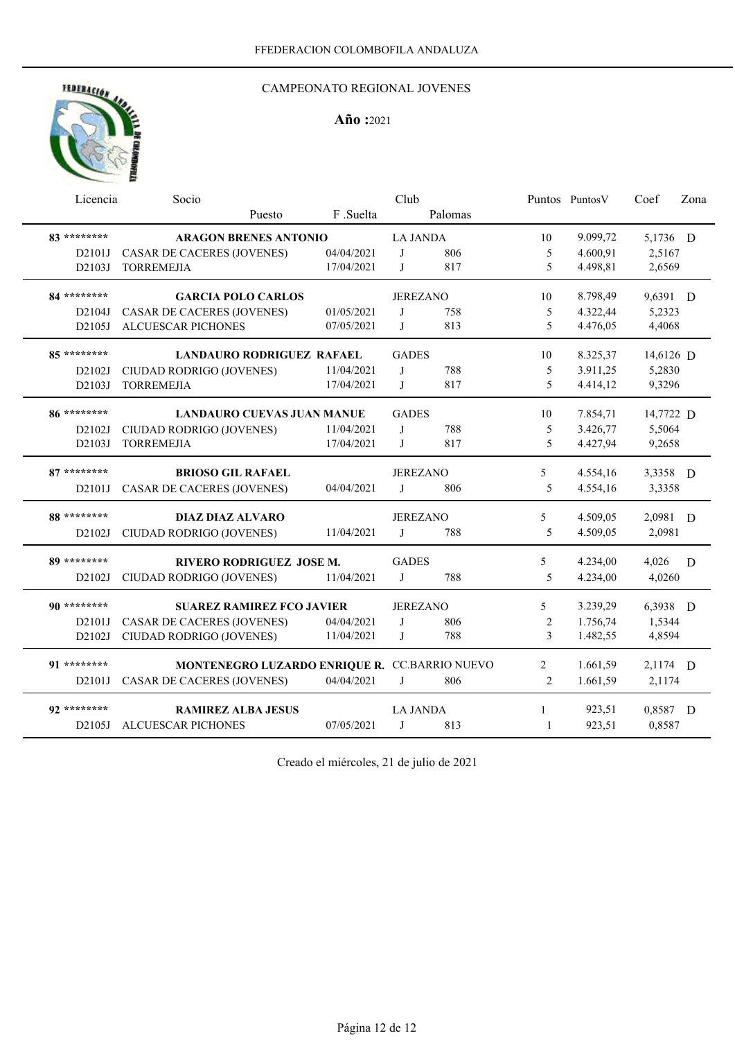FFEDERACION COLOMBOFILA ANDALUZA

# CAMPEONATO REGIONAL JOVENES

**Año :**2021

| Licencia | Socio / Puesto | F .Suelta | Club | Palomas | Puntos | PuntosV | Coef | Zona |
|---|---|---|---|---|---|---|---|---|
| **83** ******** | **ARAGON BRENES ANTONIO** | | LA JANDA | | 10 | 9.099,72 | 5,1736 | D |
| D2101J | CASAR DE CACERES (JOVENES) | 04/04/2021 | J | 806 | 5 | 4.600,91 | 2,5167 | |
| D2103J | TORREMEJIA | 17/04/2021 | J | 817 | 5 | 4.498,81 | 2,6569 | |
| **84** ******** | **GARCIA POLO CARLOS** | | JEREZANO | | 10 | 8.798,49 | 9,6391 | D |
| D2104J | CASAR DE CACERES (JOVENES) | 01/05/2021 | J | 758 | 5 | 4.322,44 | 5,2323 | |
| D2105J | ALCUESCAR PICHONES | 07/05/2021 | J | 813 | 5 | 4.476,05 | 4,4068 | |
| **85** ******** | **LANDAURO RODRIGUEZ RAFAEL** | | GADES | | 10 | 8.325,37 | 14,6126 | D |
| D2102J | CIUDAD RODRIGO (JOVENES) | 11/04/2021 | J | 788 | 5 | 3.911,25 | 5,2830 | |
| D2103J | TORREMEJIA | 17/04/2021 | J | 817 | 5 | 4.414,12 | 9,3296 | |
| **86** ******** | **LANDAURO CUEVAS JUAN MANUE** | | GADES | | 10 | 7.854,71 | 14,7722 | D |
| D2102J | CIUDAD RODRIGO (JOVENES) | 11/04/2021 | J | 788 | 5 | 3.426,77 | 5,5064 | |
| D2103J | TORREMEJIA | 17/04/2021 | J | 817 | 5 | 4.427,94 | 9,2658 | |
| **87** ******** | **BRIOSO GIL RAFAEL** | | JEREZANO | | 5 | 4.554,16 | 3,3358 | D |
| D2101J | CASAR DE CACERES (JOVENES) | 04/04/2021 | J | 806 | 5 | 4.554,16 | 3,3358 | |
| **88** ******** | **DIAZ DIAZ ALVARO** | | JEREZANO | | 5 | 4.509,05 | 2,0981 | D |
| D2102J | CIUDAD RODRIGO (JOVENES) | 11/04/2021 | J | 788 | 5 | 4.509,05 | 2,0981 | |
| **89** ******** | **RIVERO RODRIGUEZ JOSE M.** | | GADES | | 5 | 4.234,00 | 4,026 | D |
| D2102J | CIUDAD RODRIGO (JOVENES) | 11/04/2021 | J | 788 | 5 | 4.234,00 | 4,0260 | |
| **90** ******** | **SUAREZ RAMIREZ FCO JAVIER** | | JEREZANO | | 5 | 3.239,29 | 6,3938 | D |
| D2101J | CASAR DE CACERES (JOVENES) | 04/04/2021 | J | 806 | 2 | 1.756,74 | 1,5344 | |
| D2102J | CIUDAD RODRIGO (JOVENES) | 11/04/2021 | J | 788 | 3 | 1.482,55 | 4,8594 | |
| **91** ******** | **MONTENEGRO LUZARDO ENRIQUE R.** | | CC.BARRIO NUEVO | | 2 | 1.661,59 | 2,1174 | D |
| D2101J | CASAR DE CACERES (JOVENES) | 04/04/2021 | J | 806 | 2 | 1.661,59 | 2,1174 | |
| **92** ******** | **RAMIREZ ALBA JESUS** | | LA JANDA | | 1 | 923,51 | 0,8587 | D |
| D2105J | ALCUESCAR PICHONES | 07/05/2021 | J | 813 | 1 | 923,51 | 0,8587 | |

Creado el miércoles, 21 de julio de 2021